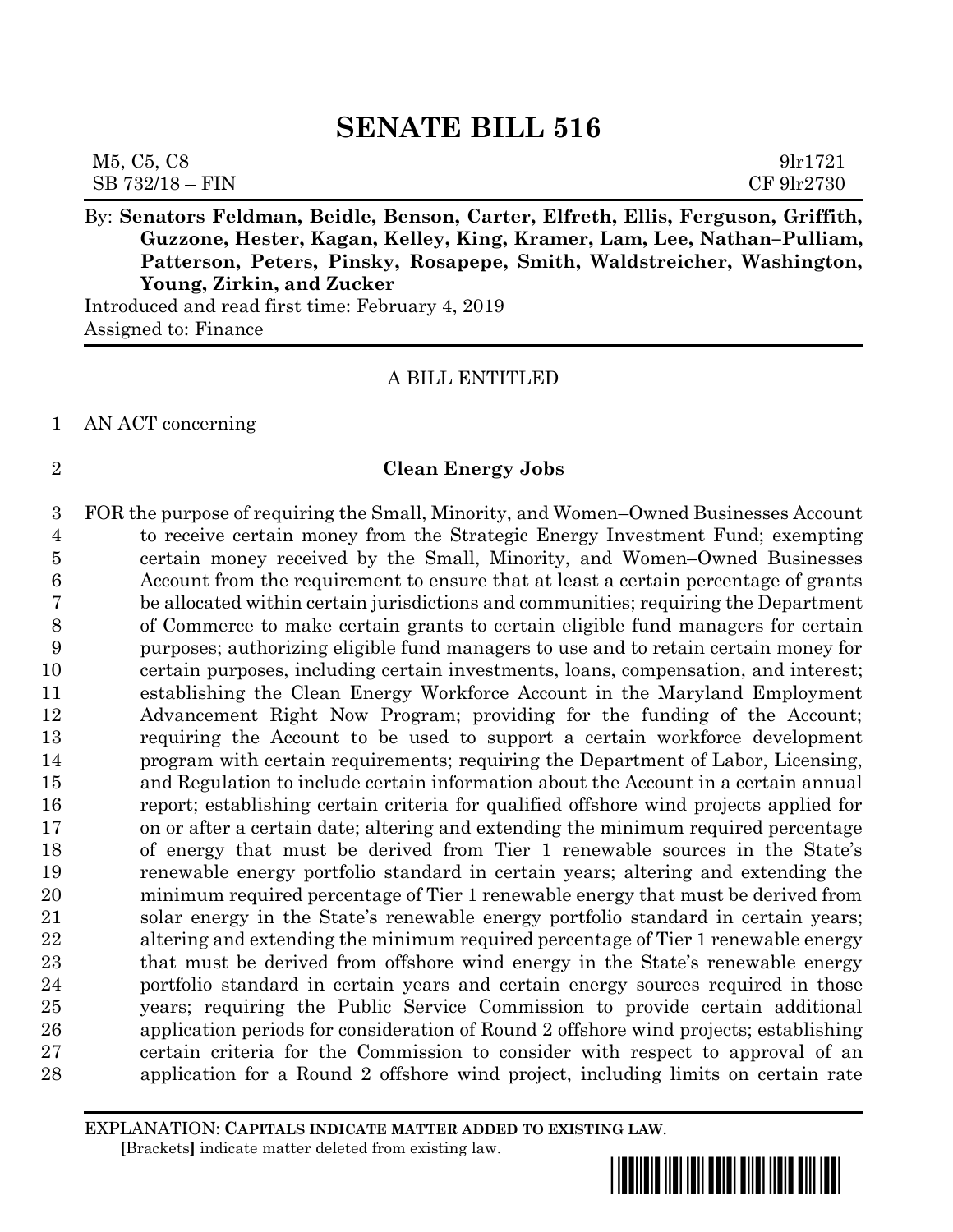# SENATE BILL 516

M5, C5, C8 9lr1721
SB 732/18 – FIN CF 9lr2730

By: **Senators Feldman, Beidle, Benson, Carter, Elfreth, Ellis, Ferguson, Griffith, Guzzone, Hester, Kagan, Kelley, King, Kramer, Lam, Lee, Nathan–Pulliam, Patterson, Peters, Pinsky, Rosapepe, Smith, Waldstreicher, Washington, Young, Zirkin, and Zucker**

Introduced and read first time: February 4, 2019

Assigned to: Finance

A BILL ENTITLED

1 AN ACT concerning

2 **Clean Energy Jobs**

3 FOR the purpose of requiring the Small, Minority, and Women–Owned Businesses Account
4 to receive certain money from the Strategic Energy Investment Fund; exempting
5 certain money received by the Small, Minority, and Women–Owned Businesses
6 Account from the requirement to ensure that at least a certain percentage of grants
7 be allocated within certain jurisdictions and communities; requiring the Department
8 of Commerce to make certain grants to certain eligible fund managers for certain
9 purposes; authorizing eligible fund managers to use and to retain certain money for
10 certain purposes, including certain investments, loans, compensation, and interest;
11 establishing the Clean Energy Workforce Account in the Maryland Employment
12 Advancement Right Now Program; providing for the funding of the Account;
13 requiring the Account to be used to support a certain workforce development
14 program with certain requirements; requiring the Department of Labor, Licensing,
15 and Regulation to include certain information about the Account in a certain annual
16 report; establishing certain criteria for qualified offshore wind projects applied for
17 on or after a certain date; altering and extending the minimum required percentage
18 of energy that must be derived from Tier 1 renewable sources in the State's
19 renewable energy portfolio standard in certain years; altering and extending the
20 minimum required percentage of Tier 1 renewable energy that must be derived from
21 solar energy in the State's renewable energy portfolio standard in certain years;
22 altering and extending the minimum required percentage of Tier 1 renewable energy
23 that must be derived from offshore wind energy in the State's renewable energy
24 portfolio standard in certain years and certain energy sources required in those
25 years; requiring the Public Service Commission to provide certain additional
26 application periods for consideration of Round 2 offshore wind projects; establishing
27 certain criteria for the Commission to consider with respect to approval of an
28 application for a Round 2 offshore wind project, including limits on certain rate

EXPLANATION: **CAPITALS INDICATE MATTER ADDED TO EXISTING LAW.**
**[**Brackets**]** indicate matter deleted from existing law.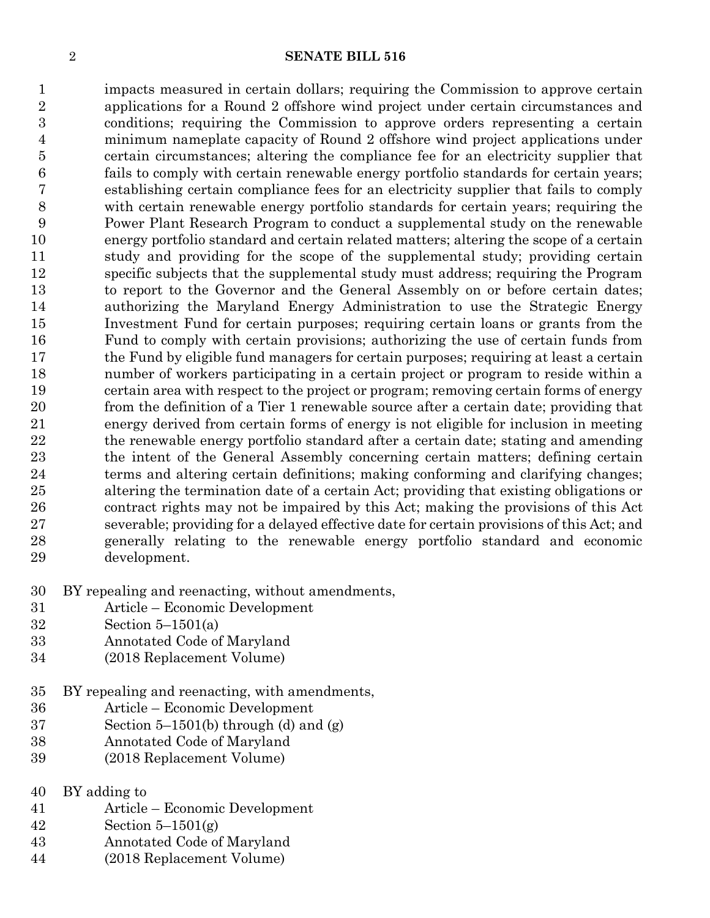impacts measured in certain dollars; requiring the Commission to approve certain applications for a Round 2 offshore wind project under certain circumstances and conditions; requiring the Commission to approve orders representing a certain minimum nameplate capacity of Round 2 offshore wind project applications under certain circumstances; altering the compliance fee for an electricity supplier that fails to comply with certain renewable energy portfolio standards for certain years; establishing certain compliance fees for an electricity supplier that fails to comply with certain renewable energy portfolio standards for certain years; requiring the Power Plant Research Program to conduct a supplemental study on the renewable energy portfolio standard and certain related matters; altering the scope of a certain study and providing for the scope of the supplemental study; providing certain specific subjects that the supplemental study must address; requiring the Program to report to the Governor and the General Assembly on or before certain dates; authorizing the Maryland Energy Administration to use the Strategic Energy Investment Fund for certain purposes; requiring certain loans or grants from the Fund to comply with certain provisions; authorizing the use of certain funds from the Fund by eligible fund managers for certain purposes; requiring at least a certain number of workers participating in a certain project or program to reside within a certain area with respect to the project or program; removing certain forms of energy from the definition of a Tier 1 renewable source after a certain date; providing that energy derived from certain forms of energy is not eligible for inclusion in meeting the renewable energy portfolio standard after a certain date; stating and amending the intent of the General Assembly concerning certain matters; defining certain terms and altering certain definitions; making conforming and clarifying changes; altering the termination date of a certain Act; providing that existing obligations or contract rights may not be impaired by this Act; making the provisions of this Act severable; providing for a delayed effective date for certain provisions of this Act; and generally relating to the renewable energy portfolio standard and economic development.

BY repealing and reenacting, without amendments,
Article – Economic Development
Section 5–1501(a)
Annotated Code of Maryland
(2018 Replacement Volume)

BY repealing and reenacting, with amendments,
Article – Economic Development
Section 5–1501(b) through (d) and (g)
Annotated Code of Maryland
(2018 Replacement Volume)

BY adding to
Article – Economic Development
Section 5–1501(g)
Annotated Code of Maryland
(2018 Replacement Volume)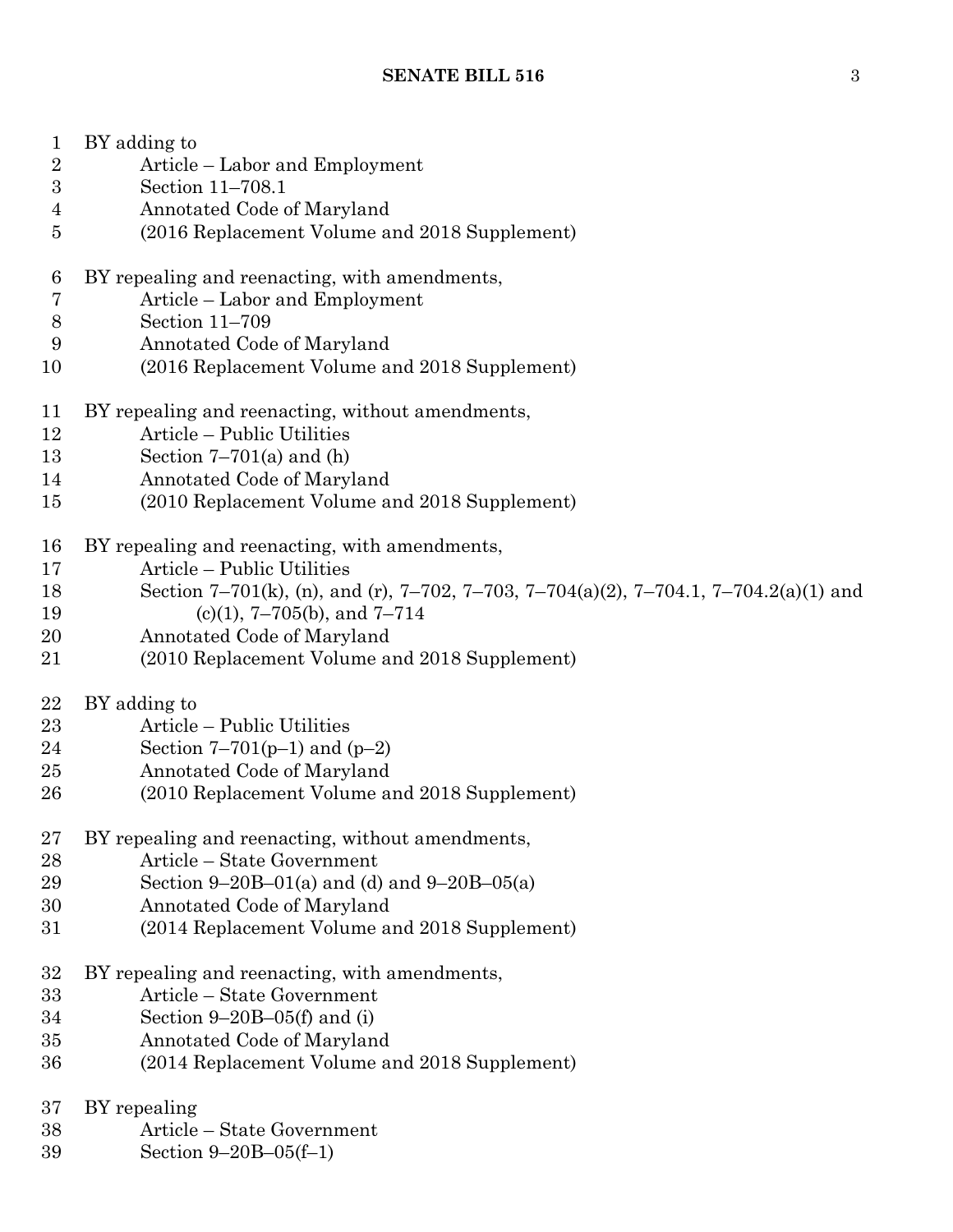BY adding to
    Article – Labor and Employment
    Section 11–708.1
    Annotated Code of Maryland
    (2016 Replacement Volume and 2018 Supplement)

BY repealing and reenacting, with amendments,
    Article – Labor and Employment
    Section 11–709
    Annotated Code of Maryland
    (2016 Replacement Volume and 2018 Supplement)

BY repealing and reenacting, without amendments,
    Article – Public Utilities
    Section 7–701(a) and (h)
    Annotated Code of Maryland
    (2010 Replacement Volume and 2018 Supplement)

BY repealing and reenacting, with amendments,
    Article – Public Utilities
    Section 7–701(k), (n), and (r), 7–702, 7–703, 7–704(a)(2), 7–704.1, 7–704.2(a)(1) and (c)(1), 7–705(b), and 7–714
    Annotated Code of Maryland
    (2010 Replacement Volume and 2018 Supplement)

BY adding to
    Article – Public Utilities
    Section 7–701(p–1) and (p–2)
    Annotated Code of Maryland
    (2010 Replacement Volume and 2018 Supplement)

BY repealing and reenacting, without amendments,
    Article – State Government
    Section 9–20B–01(a) and (d) and 9–20B–05(a)
    Annotated Code of Maryland
    (2014 Replacement Volume and 2018 Supplement)

BY repealing and reenacting, with amendments,
    Article – State Government
    Section 9–20B–05(f) and (i)
    Annotated Code of Maryland
    (2014 Replacement Volume and 2018 Supplement)

BY repealing
    Article – State Government
    Section 9–20B–05(f–1)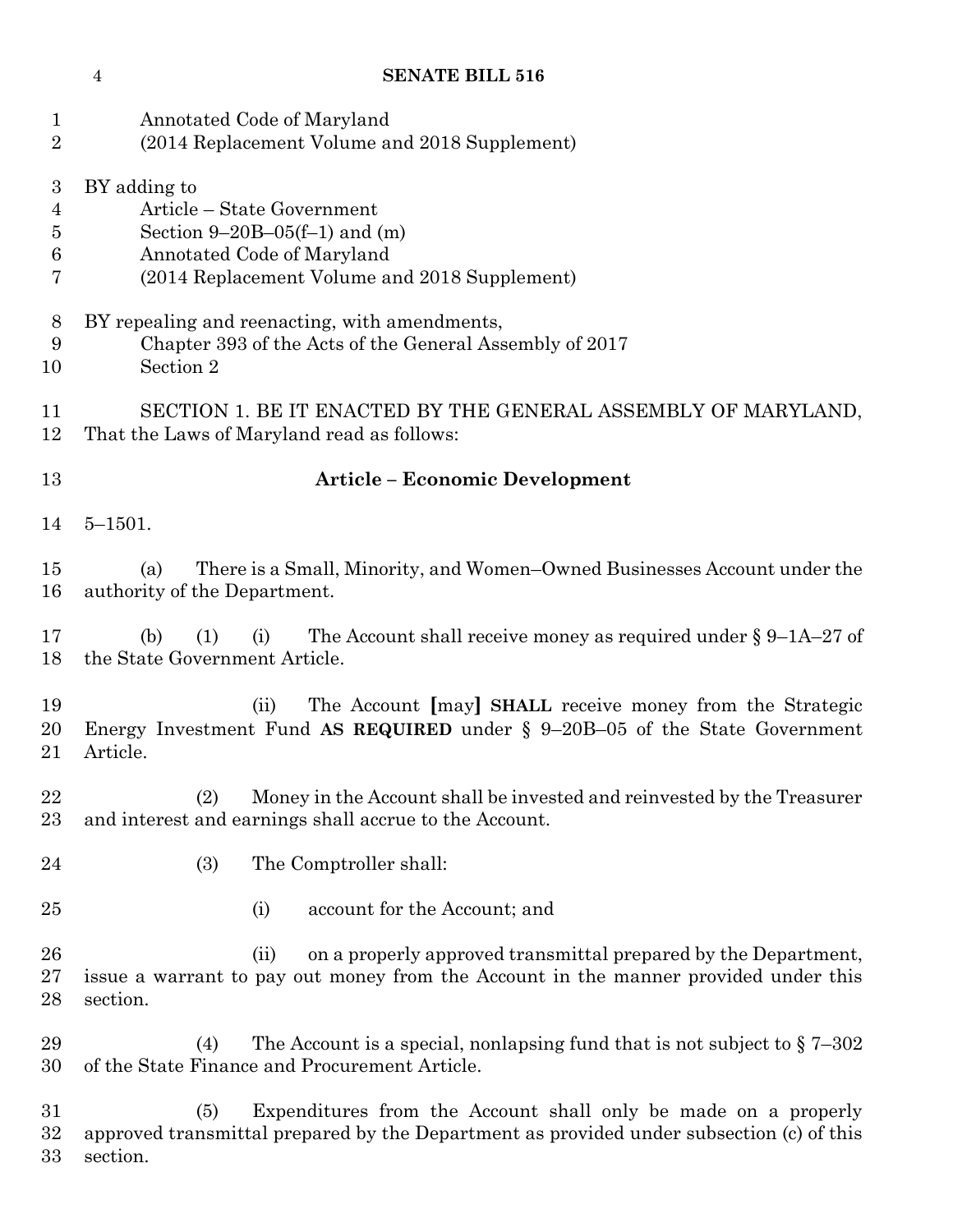Annotated Code of Maryland
(2014 Replacement Volume and 2018 Supplement)

BY adding to
Article – State Government
Section 9–20B–05(f–1) and (m)
Annotated Code of Maryland
(2014 Replacement Volume and 2018 Supplement)

BY repealing and reenacting, with amendments,
Chapter 393 of the Acts of the General Assembly of 2017
Section 2

SECTION 1. BE IT ENACTED BY THE GENERAL ASSEMBLY OF MARYLAND, That the Laws of Maryland read as follows:

**Article – Economic Development**

5–1501.

(a) There is a Small, Minority, and Women–Owned Businesses Account under the authority of the Department.

(b) (1) (i) The Account shall receive money as required under § 9–1A–27 of the State Government Article.

(ii) The Account **[**may**]** **SHALL** receive money from the Strategic Energy Investment Fund **AS REQUIRED** under § 9–20B–05 of the State Government Article.

(2) Money in the Account shall be invested and reinvested by the Treasurer and interest and earnings shall accrue to the Account.

(3) The Comptroller shall:

(i) account for the Account; and

(ii) on a properly approved transmittal prepared by the Department, issue a warrant to pay out money from the Account in the manner provided under this section.

(4) The Account is a special, nonlapsing fund that is not subject to § 7–302 of the State Finance and Procurement Article.

(5) Expenditures from the Account shall only be made on a properly approved transmittal prepared by the Department as provided under subsection (c) of this section.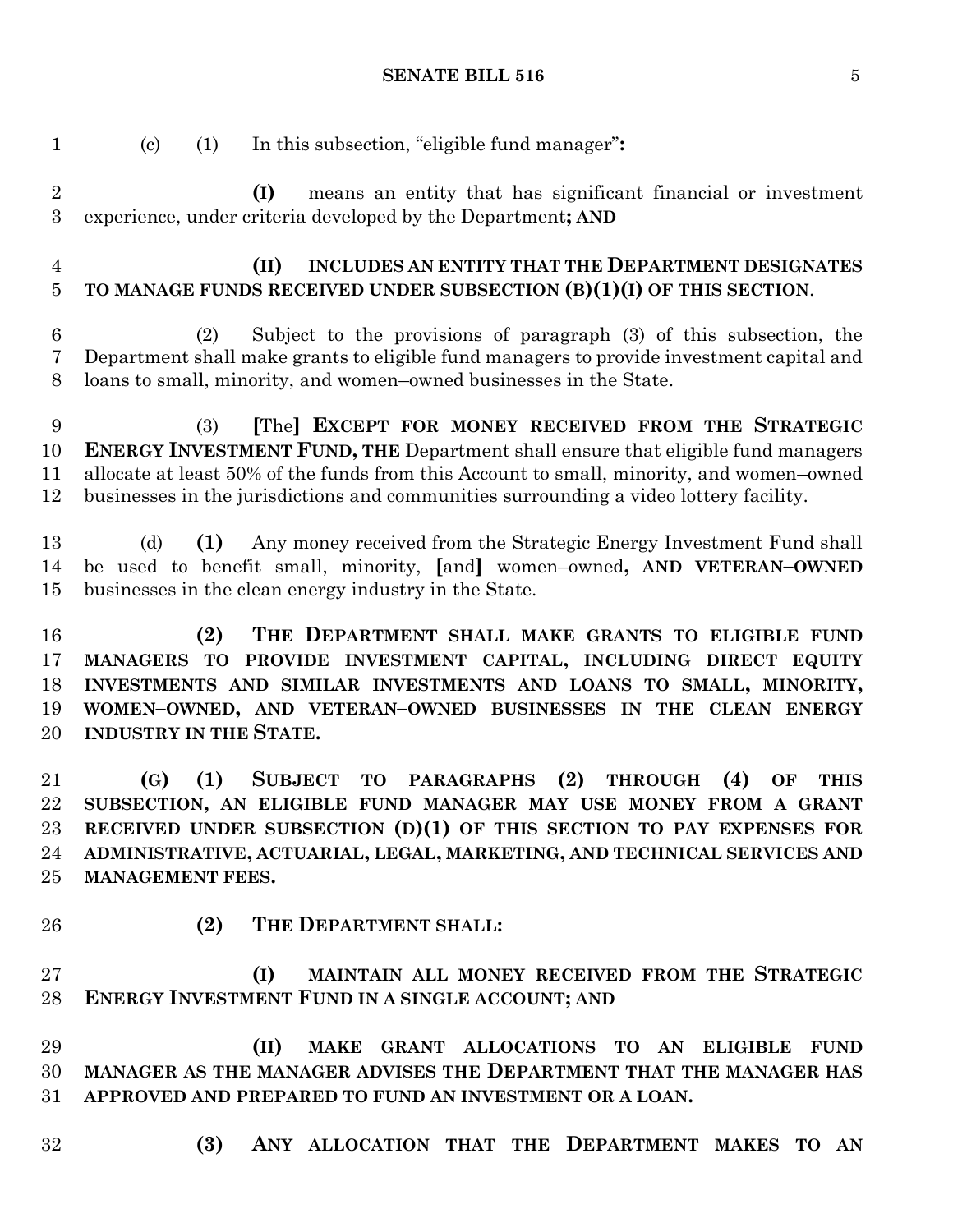(c) (1) In this subsection, "eligible fund manager"**:**

**(I)** means an entity that has significant financial or investment experience, under criteria developed by the Department**; AND**

**(II) INCLUDES AN ENTITY THAT THE DEPARTMENT DESIGNATES TO MANAGE FUNDS RECEIVED UNDER SUBSECTION (B)(1)(I) OF THIS SECTION**.

(2) Subject to the provisions of paragraph (3) of this subsection, the Department shall make grants to eligible fund managers to provide investment capital and loans to small, minority, and women–owned businesses in the State.

(3) **[**The**] EXCEPT FOR MONEY RECEIVED FROM THE STRATEGIC ENERGY INVESTMENT FUND, THE** Department shall ensure that eligible fund managers allocate at least 50% of the funds from this Account to small, minority, and women–owned businesses in the jurisdictions and communities surrounding a video lottery facility.

(d) **(1)** Any money received from the Strategic Energy Investment Fund shall be used to benefit small, minority, **[**and**]** women–owned**, AND VETERAN–OWNED** businesses in the clean energy industry in the State.

**(2) THE DEPARTMENT SHALL MAKE GRANTS TO ELIGIBLE FUND MANAGERS TO PROVIDE INVESTMENT CAPITAL, INCLUDING DIRECT EQUITY INVESTMENTS AND SIMILAR INVESTMENTS AND LOANS TO SMALL, MINORITY, WOMEN–OWNED, AND VETERAN–OWNED BUSINESSES IN THE CLEAN ENERGY INDUSTRY IN THE STATE.**

**(G) (1) SUBJECT TO PARAGRAPHS (2) THROUGH (4) OF THIS SUBSECTION, AN ELIGIBLE FUND MANAGER MAY USE MONEY FROM A GRANT RECEIVED UNDER SUBSECTION (D)(1) OF THIS SECTION TO PAY EXPENSES FOR ADMINISTRATIVE, ACTUARIAL, LEGAL, MARKETING, AND TECHNICAL SERVICES AND MANAGEMENT FEES.**

**(2) THE DEPARTMENT SHALL:**

**(I) MAINTAIN ALL MONEY RECEIVED FROM THE STRATEGIC ENERGY INVESTMENT FUND IN A SINGLE ACCOUNT; AND**

**(II) MAKE GRANT ALLOCATIONS TO AN ELIGIBLE FUND MANAGER AS THE MANAGER ADVISES THE DEPARTMENT THAT THE MANAGER HAS APPROVED AND PREPARED TO FUND AN INVESTMENT OR A LOAN.**

**(3) ANY ALLOCATION THAT THE DEPARTMENT MAKES TO AN**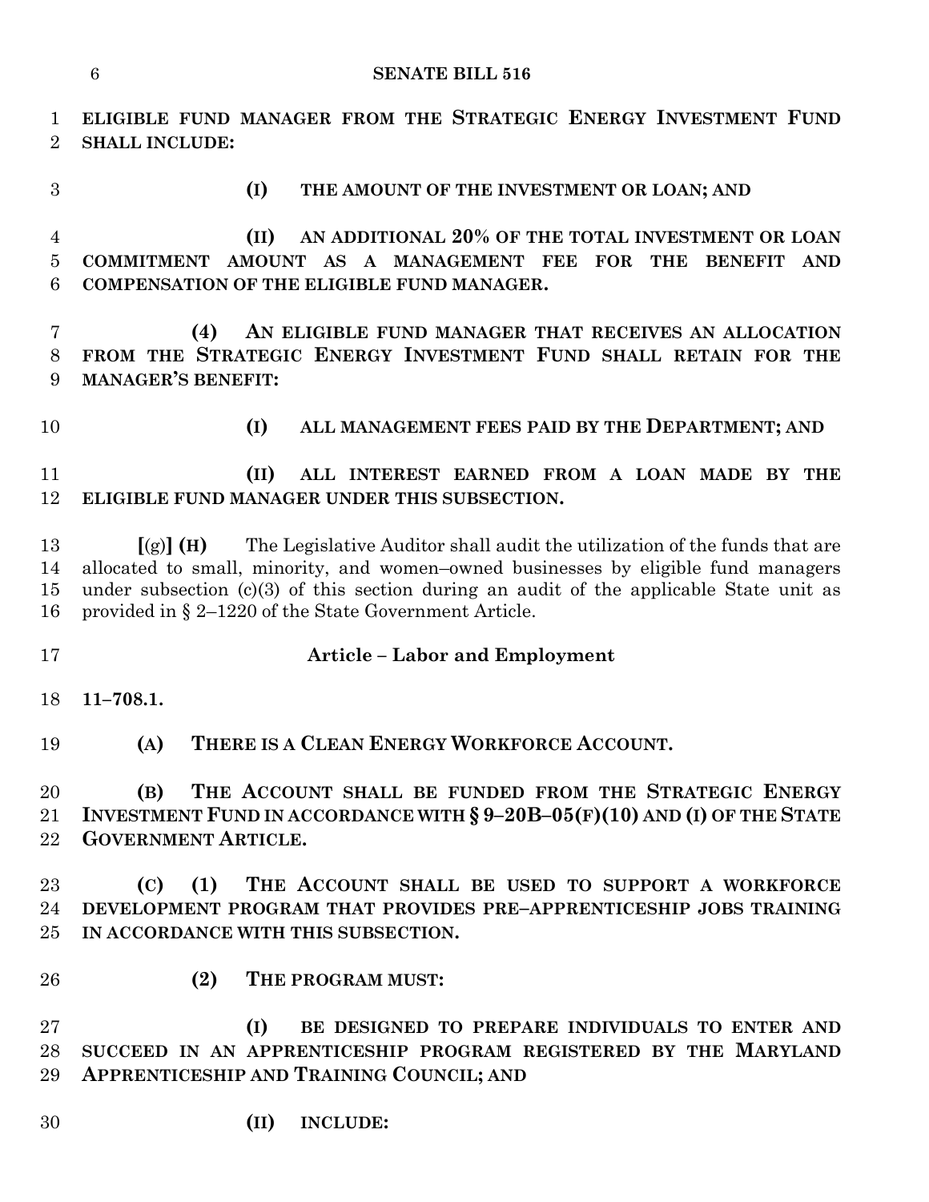**ELIGIBLE FUND MANAGER FROM THE STRATEGIC ENERGY INVESTMENT FUND SHALL INCLUDE:**

**(I) THE AMOUNT OF THE INVESTMENT OR LOAN; AND**

**(II) AN ADDITIONAL 20% OF THE TOTAL INVESTMENT OR LOAN COMMITMENT AMOUNT AS A MANAGEMENT FEE FOR THE BENEFIT AND COMPENSATION OF THE ELIGIBLE FUND MANAGER.**

**(4) AN ELIGIBLE FUND MANAGER THAT RECEIVES AN ALLOCATION FROM THE STRATEGIC ENERGY INVESTMENT FUND SHALL RETAIN FOR THE MANAGER'S BENEFIT:**

**(I) ALL MANAGEMENT FEES PAID BY THE DEPARTMENT; AND**

**(II) ALL INTEREST EARNED FROM A LOAN MADE BY THE ELIGIBLE FUND MANAGER UNDER THIS SUBSECTION.**

**[**(g)**] (H)** The Legislative Auditor shall audit the utilization of the funds that are allocated to small, minority, and women–owned businesses by eligible fund managers under subsection (c)(3) of this section during an audit of the applicable State unit as provided in § 2–1220 of the State Government Article.

**Article – Labor and Employment**

**11–708.1.**

**(A) THERE IS A CLEAN ENERGY WORKFORCE ACCOUNT.**

**(B) THE ACCOUNT SHALL BE FUNDED FROM THE STRATEGIC ENERGY INVESTMENT FUND IN ACCORDANCE WITH § 9–20B–05(F)(10) AND (I) OF THE STATE GOVERNMENT ARTICLE.**

**(C) (1) THE ACCOUNT SHALL BE USED TO SUPPORT A WORKFORCE DEVELOPMENT PROGRAM THAT PROVIDES PRE–APPRENTICESHIP JOBS TRAINING IN ACCORDANCE WITH THIS SUBSECTION.**

**(2) THE PROGRAM MUST:**

**(I) BE DESIGNED TO PREPARE INDIVIDUALS TO ENTER AND SUCCEED IN AN APPRENTICESHIP PROGRAM REGISTERED BY THE MARYLAND APPRENTICESHIP AND TRAINING COUNCIL; AND**

**(II) INCLUDE:**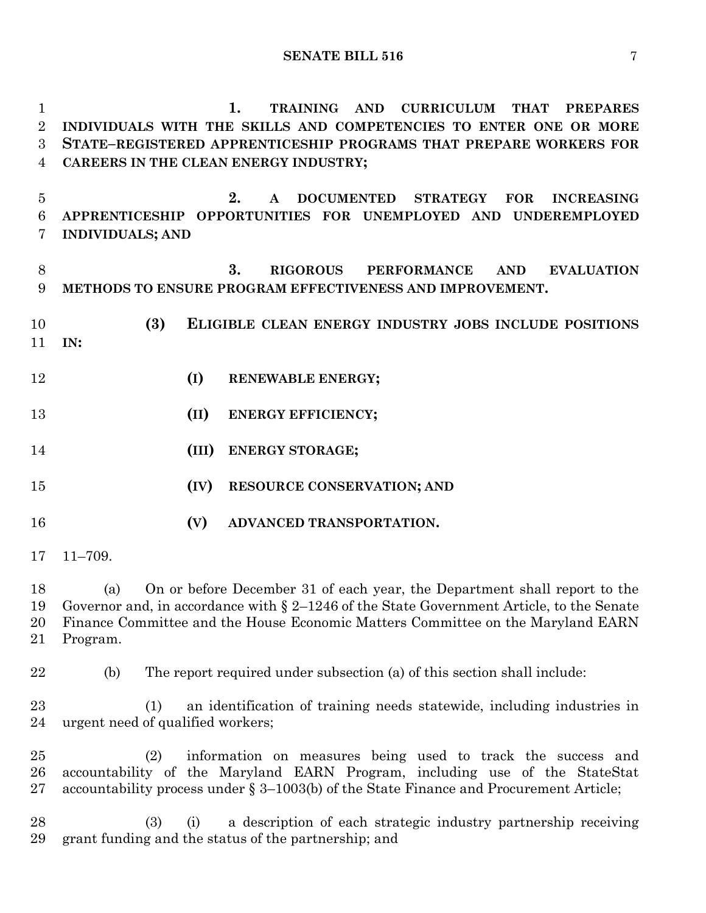1. **TRAINING AND CURRICULUM THAT PREPARES INDIVIDUALS WITH THE SKILLS AND COMPETENCIES TO ENTER ONE OR MORE STATE–REGISTERED APPRENTICESHIP PROGRAMS THAT PREPARE WORKERS FOR CAREERS IN THE CLEAN ENERGY INDUSTRY;**

2. **A DOCUMENTED STRATEGY FOR INCREASING APPRENTICESHIP OPPORTUNITIES FOR UNEMPLOYED AND UNDEREMPLOYED INDIVIDUALS; AND**

3. **RIGOROUS PERFORMANCE AND EVALUATION METHODS TO ENSURE PROGRAM EFFECTIVENESS AND IMPROVEMENT.**

**(3) ELIGIBLE CLEAN ENERGY INDUSTRY JOBS INCLUDE POSITIONS IN:**

**(I) RENEWABLE ENERGY;**

**(II) ENERGY EFFICIENCY;**

**(III) ENERGY STORAGE;**

**(IV) RESOURCE CONSERVATION; AND**

**(V) ADVANCED TRANSPORTATION.**

11–709.

(a) On or before December 31 of each year, the Department shall report to the Governor and, in accordance with § 2–1246 of the State Government Article, to the Senate Finance Committee and the House Economic Matters Committee on the Maryland EARN Program.

(b) The report required under subsection (a) of this section shall include:

(1) an identification of training needs statewide, including industries in urgent need of qualified workers;

(2) information on measures being used to track the success and accountability of the Maryland EARN Program, including use of the StateStat accountability process under § 3–1003(b) of the State Finance and Procurement Article;

(3) (i) a description of each strategic industry partnership receiving grant funding and the status of the partnership; and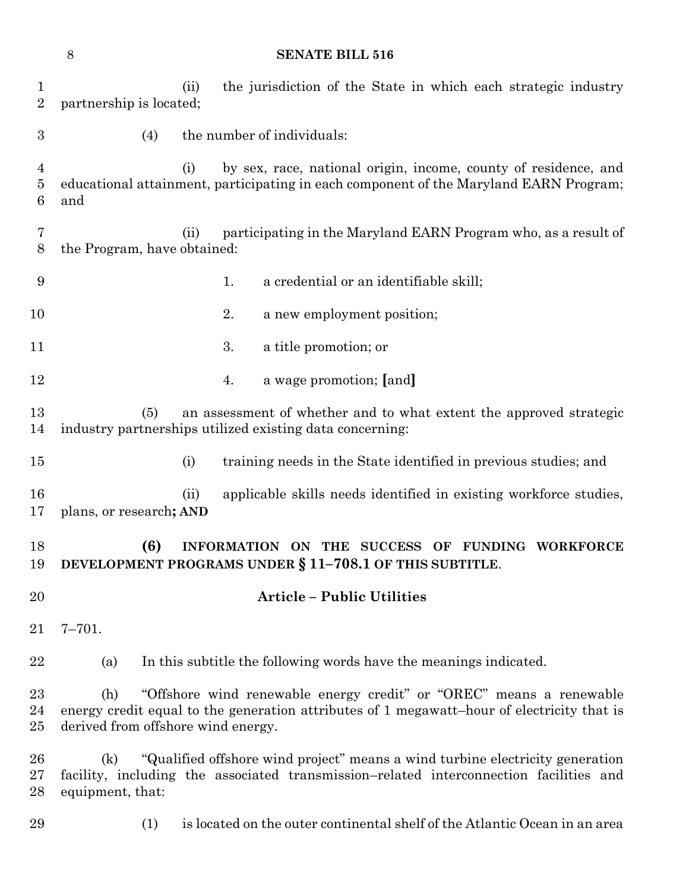(ii) the jurisdiction of the State in which each strategic industry partnership is located;

(4) the number of individuals:

(i) by sex, race, national origin, income, county of residence, and educational attainment, participating in each component of the Maryland EARN Program; and

(ii) participating in the Maryland EARN Program who, as a result of the Program, have obtained:

1. a credential or an identifiable skill;

2. a new employment position;

3. a title promotion; or

4. a wage promotion; **[**and**]**

(5) an assessment of whether and to what extent the approved strategic industry partnerships utilized existing data concerning:

(i) training needs in the State identified in previous studies; and

(ii) applicable skills needs identified in existing workforce studies, plans, or research**; AND**

**(6) INFORMATION ON THE SUCCESS OF FUNDING WORKFORCE DEVELOPMENT PROGRAMS UNDER § 11–708.1 OF THIS SUBTITLE**.

**Article – Public Utilities**

7–701.

(a) In this subtitle the following words have the meanings indicated.

(h) "Offshore wind renewable energy credit" or "OREC" means a renewable energy credit equal to the generation attributes of 1 megawatt–hour of electricity that is derived from offshore wind energy.

(k) "Qualified offshore wind project" means a wind turbine electricity generation facility, including the associated transmission–related interconnection facilities and equipment, that:

(1) is located on the outer continental shelf of the Atlantic Ocean in an area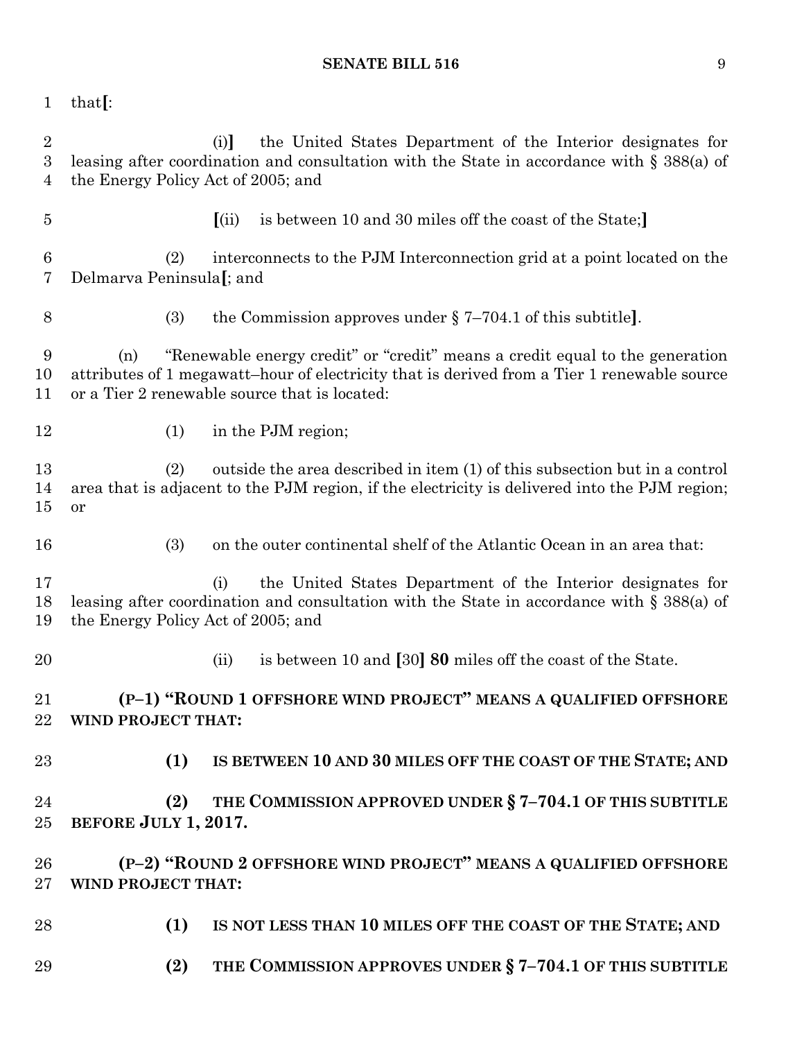that[:

(i)] the United States Department of the Interior designates for leasing after coordination and consultation with the State in accordance with § 388(a) of the Energy Policy Act of 2005; and

[(ii) is between 10 and 30 miles off the coast of the State;]

(2) interconnects to the PJM Interconnection grid at a point located on the Delmarva Peninsula[; and

(3) the Commission approves under § 7–704.1 of this subtitle].

(n) "Renewable energy credit" or "credit" means a credit equal to the generation attributes of 1 megawatt–hour of electricity that is derived from a Tier 1 renewable source or a Tier 2 renewable source that is located:

(1) in the PJM region;

(2) outside the area described in item (1) of this subsection but in a control area that is adjacent to the PJM region, if the electricity is delivered into the PJM region; or

(3) on the outer continental shelf of the Atlantic Ocean in an area that:

(i) the United States Department of the Interior designates for leasing after coordination and consultation with the State in accordance with § 388(a) of the Energy Policy Act of 2005; and

(ii) is between 10 and [30] **80** miles off the coast of the State.

**(P–1) "ROUND 1 OFFSHORE WIND PROJECT" MEANS A QUALIFIED OFFSHORE WIND PROJECT THAT:**

**(1) IS BETWEEN 10 AND 30 MILES OFF THE COAST OF THE STATE; AND**

**(2) THE COMMISSION APPROVED UNDER § 7–704.1 OF THIS SUBTITLE BEFORE JULY 1, 2017.**

**(P–2) "ROUND 2 OFFSHORE WIND PROJECT" MEANS A QUALIFIED OFFSHORE WIND PROJECT THAT:**

**(1) IS NOT LESS THAN 10 MILES OFF THE COAST OF THE STATE; AND**

**(2) THE COMMISSION APPROVES UNDER § 7–704.1 OF THIS SUBTITLE**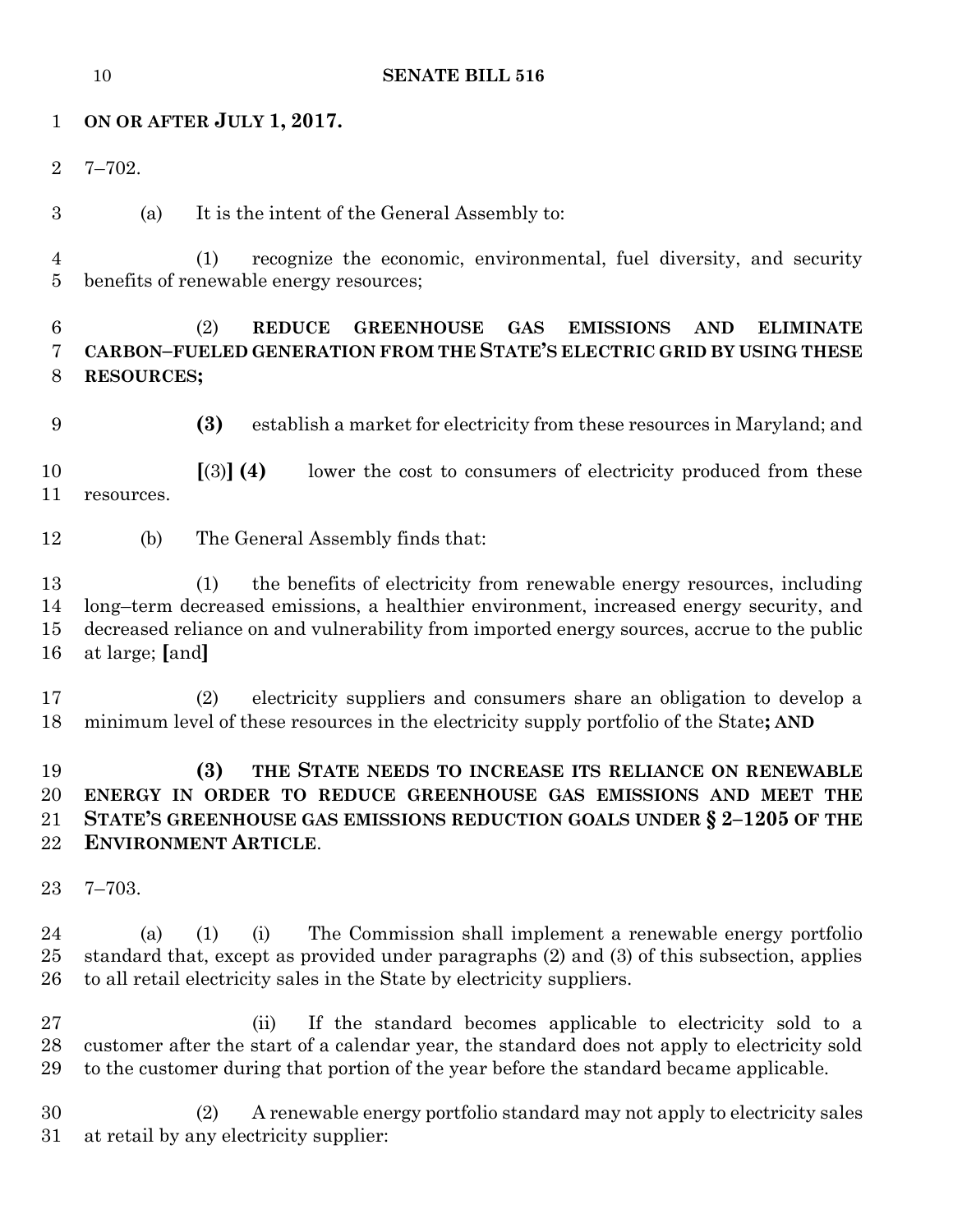**ON OR AFTER JULY 1, 2017.**

7–702.

(a) It is the intent of the General Assembly to:

(1) recognize the economic, environmental, fuel diversity, and security benefits of renewable energy resources;

(2) **REDUCE GREENHOUSE GAS EMISSIONS AND ELIMINATE CARBON–FUELED GENERATION FROM THE STATE'S ELECTRIC GRID BY USING THESE RESOURCES;**

**(3)** establish a market for electricity from these resources in Maryland; and

**[**(3)**] (4)** lower the cost to consumers of electricity produced from these resources.

(b) The General Assembly finds that:

(1) the benefits of electricity from renewable energy resources, including long–term decreased emissions, a healthier environment, increased energy security, and decreased reliance on and vulnerability from imported energy sources, accrue to the public at large; **[**and**]**

(2) electricity suppliers and consumers share an obligation to develop a minimum level of these resources in the electricity supply portfolio of the State**; AND**

**(3) THE STATE NEEDS TO INCREASE ITS RELIANCE ON RENEWABLE ENERGY IN ORDER TO REDUCE GREENHOUSE GAS EMISSIONS AND MEET THE STATE'S GREENHOUSE GAS EMISSIONS REDUCTION GOALS UNDER § 2–1205 OF THE ENVIRONMENT ARTICLE**.

7–703.

(a) (1) (i) The Commission shall implement a renewable energy portfolio standard that, except as provided under paragraphs (2) and (3) of this subsection, applies to all retail electricity sales in the State by electricity suppliers.

(ii) If the standard becomes applicable to electricity sold to a customer after the start of a calendar year, the standard does not apply to electricity sold to the customer during that portion of the year before the standard became applicable.

(2) A renewable energy portfolio standard may not apply to electricity sales at retail by any electricity supplier: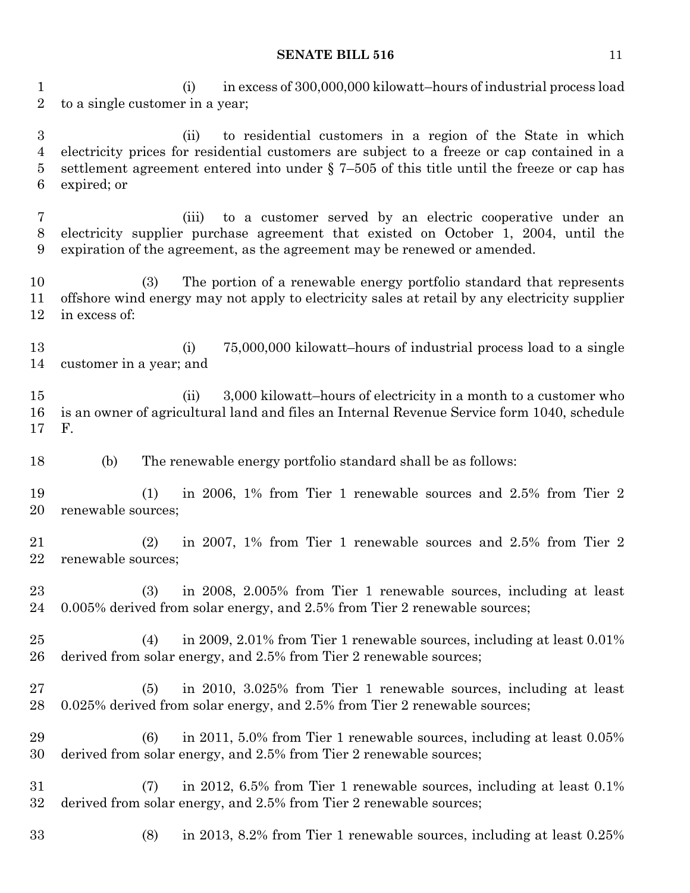(i) in excess of 300,000,000 kilowatt–hours of industrial process load to a single customer in a year;

(ii) to residential customers in a region of the State in which electricity prices for residential customers are subject to a freeze or cap contained in a settlement agreement entered into under § 7–505 of this title until the freeze or cap has expired; or

(iii) to a customer served by an electric cooperative under an electricity supplier purchase agreement that existed on October 1, 2004, until the expiration of the agreement, as the agreement may be renewed or amended.

(3) The portion of a renewable energy portfolio standard that represents offshore wind energy may not apply to electricity sales at retail by any electricity supplier in excess of:

(i) 75,000,000 kilowatt–hours of industrial process load to a single customer in a year; and

(ii) 3,000 kilowatt–hours of electricity in a month to a customer who is an owner of agricultural land and files an Internal Revenue Service form 1040, schedule F.

(b) The renewable energy portfolio standard shall be as follows:

(1) in 2006, 1% from Tier 1 renewable sources and 2.5% from Tier 2 renewable sources;

(2) in 2007, 1% from Tier 1 renewable sources and 2.5% from Tier 2 renewable sources;

(3) in 2008, 2.005% from Tier 1 renewable sources, including at least 0.005% derived from solar energy, and 2.5% from Tier 2 renewable sources;

(4) in 2009, 2.01% from Tier 1 renewable sources, including at least 0.01% derived from solar energy, and 2.5% from Tier 2 renewable sources;

(5) in 2010, 3.025% from Tier 1 renewable sources, including at least 0.025% derived from solar energy, and 2.5% from Tier 2 renewable sources;

(6) in 2011, 5.0% from Tier 1 renewable sources, including at least 0.05% derived from solar energy, and 2.5% from Tier 2 renewable sources;

(7) in 2012, 6.5% from Tier 1 renewable sources, including at least 0.1% derived from solar energy, and 2.5% from Tier 2 renewable sources;

(8) in 2013, 8.2% from Tier 1 renewable sources, including at least 0.25%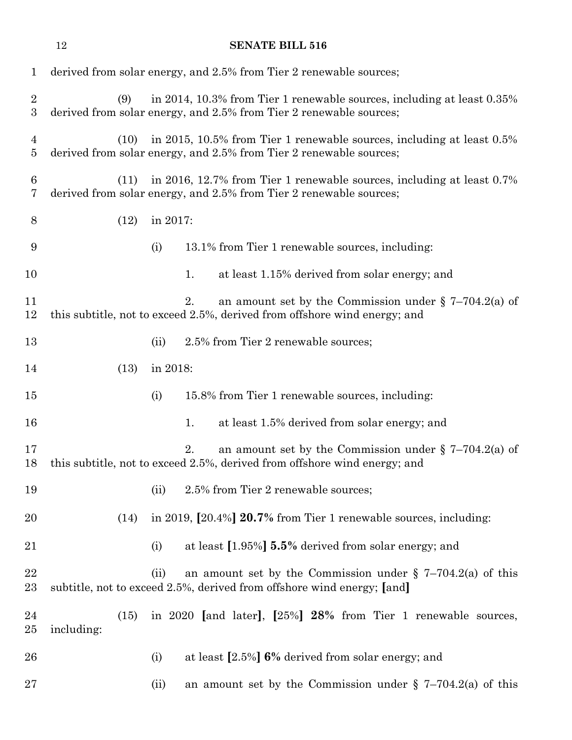derived from solar energy, and 2.5% from Tier 2 renewable sources;

(9) in 2014, 10.3% from Tier 1 renewable sources, including at least 0.35% derived from solar energy, and 2.5% from Tier 2 renewable sources;

(10) in 2015, 10.5% from Tier 1 renewable sources, including at least 0.5% derived from solar energy, and 2.5% from Tier 2 renewable sources;

(11) in 2016, 12.7% from Tier 1 renewable sources, including at least 0.7% derived from solar energy, and 2.5% from Tier 2 renewable sources;

(12) in 2017:

(i) 13.1% from Tier 1 renewable sources, including:

1. at least 1.15% derived from solar energy; and

2. an amount set by the Commission under § 7–704.2(a) of this subtitle, not to exceed 2.5%, derived from offshore wind energy; and

(ii) 2.5% from Tier 2 renewable sources;

(13) in 2018:

(i) 15.8% from Tier 1 renewable sources, including:

1. at least 1.5% derived from solar energy; and

2. an amount set by the Commission under § 7–704.2(a) of this subtitle, not to exceed 2.5%, derived from offshore wind energy; and

(ii) 2.5% from Tier 2 renewable sources;

(14) in 2019, [20.4%] **20.7%** from Tier 1 renewable sources, including:

(i) at least [1.95%] **5.5%** derived from solar energy; and

(ii) an amount set by the Commission under § 7–704.2(a) of this subtitle, not to exceed 2.5%, derived from offshore wind energy; [and]

(15) in 2020 [and later], [25%] **28%** from Tier 1 renewable sources, including:

(i) at least [2.5%] **6%** derived from solar energy; and

(ii) an amount set by the Commission under § 7–704.2(a) of this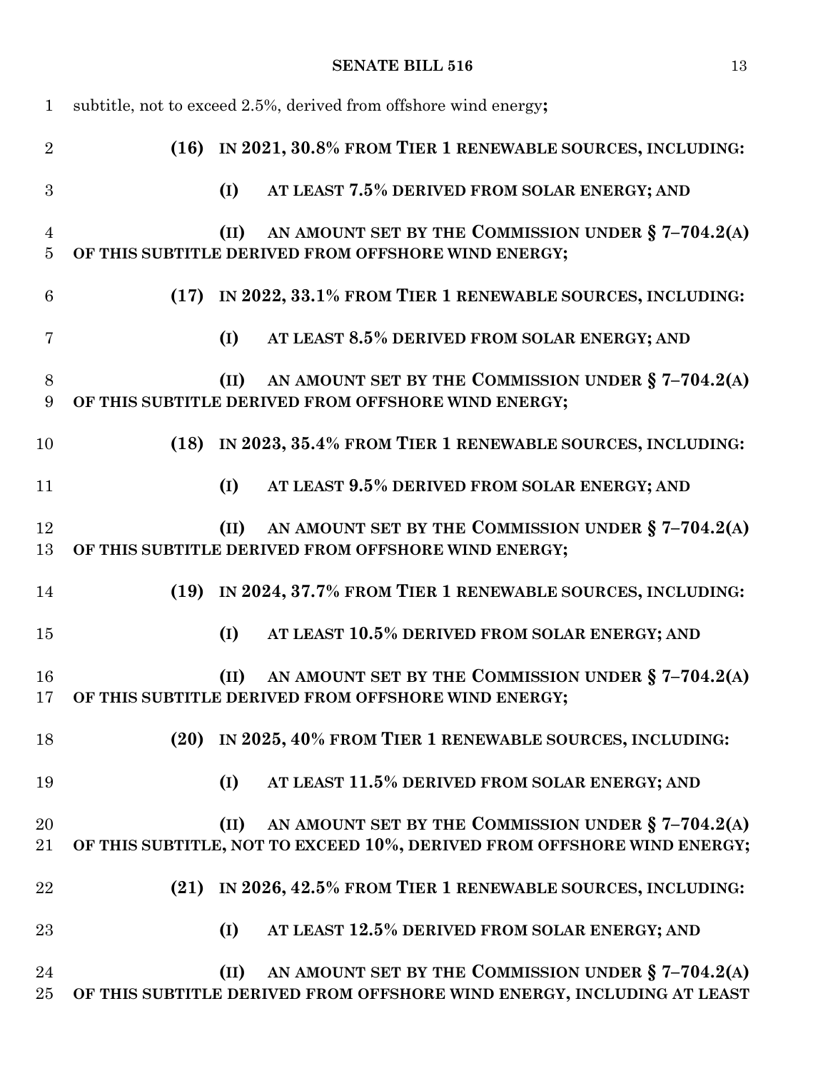subtitle, not to exceed 2.5%, derived from offshore wind energy**;**

**(16) IN 2021, 30.8% FROM TIER 1 RENEWABLE SOURCES, INCLUDING:**

**(I) AT LEAST 7.5% DERIVED FROM SOLAR ENERGY; AND**

**(II) AN AMOUNT SET BY THE COMMISSION UNDER § 7–704.2(A) OF THIS SUBTITLE DERIVED FROM OFFSHORE WIND ENERGY;**

**(17) IN 2022, 33.1% FROM TIER 1 RENEWABLE SOURCES, INCLUDING:**

**(I) AT LEAST 8.5% DERIVED FROM SOLAR ENERGY; AND**

**(II) AN AMOUNT SET BY THE COMMISSION UNDER § 7–704.2(A) OF THIS SUBTITLE DERIVED FROM OFFSHORE WIND ENERGY;**

**(18) IN 2023, 35.4% FROM TIER 1 RENEWABLE SOURCES, INCLUDING:**

**(I) AT LEAST 9.5% DERIVED FROM SOLAR ENERGY; AND**

**(II) AN AMOUNT SET BY THE COMMISSION UNDER § 7–704.2(A) OF THIS SUBTITLE DERIVED FROM OFFSHORE WIND ENERGY;**

**(19) IN 2024, 37.7% FROM TIER 1 RENEWABLE SOURCES, INCLUDING:**

**(I) AT LEAST 10.5% DERIVED FROM SOLAR ENERGY; AND**

**(II) AN AMOUNT SET BY THE COMMISSION UNDER § 7–704.2(A) OF THIS SUBTITLE DERIVED FROM OFFSHORE WIND ENERGY;**

**(20) IN 2025, 40% FROM TIER 1 RENEWABLE SOURCES, INCLUDING:**

**(I) AT LEAST 11.5% DERIVED FROM SOLAR ENERGY; AND**

**(II) AN AMOUNT SET BY THE COMMISSION UNDER § 7–704.2(A) OF THIS SUBTITLE, NOT TO EXCEED 10%, DERIVED FROM OFFSHORE WIND ENERGY;**

**(21) IN 2026, 42.5% FROM TIER 1 RENEWABLE SOURCES, INCLUDING:**

**(I) AT LEAST 12.5% DERIVED FROM SOLAR ENERGY; AND**

**(II) AN AMOUNT SET BY THE COMMISSION UNDER § 7–704.2(A) OF THIS SUBTITLE DERIVED FROM OFFSHORE WIND ENERGY, INCLUDING AT LEAST**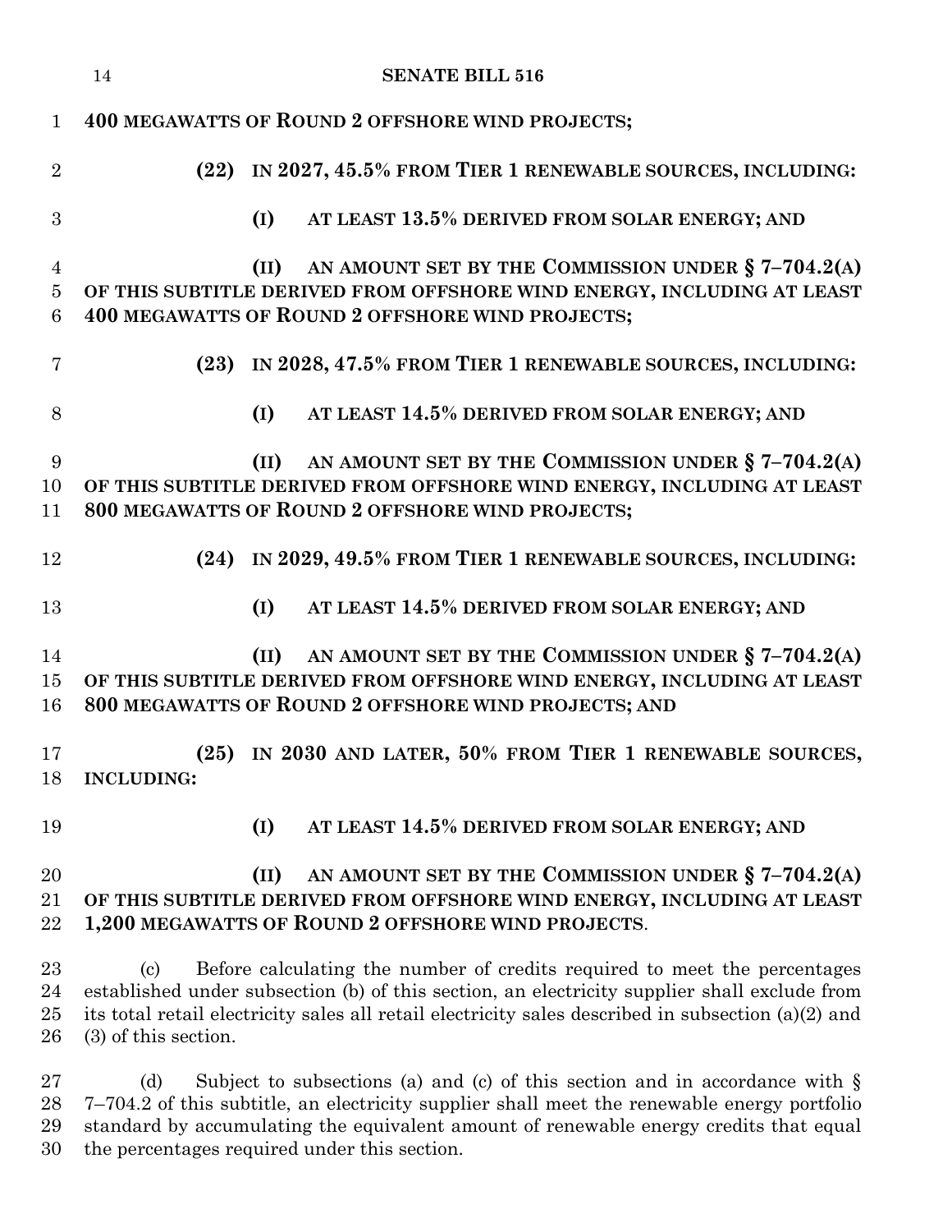**400 MEGAWATTS OF ROUND 2 OFFSHORE WIND PROJECTS;**

**(22) IN 2027, 45.5% FROM TIER 1 RENEWABLE SOURCES, INCLUDING:**

**(I) AT LEAST 13.5% DERIVED FROM SOLAR ENERGY; AND**

**(II) AN AMOUNT SET BY THE COMMISSION UNDER § 7–704.2(A) OF THIS SUBTITLE DERIVED FROM OFFSHORE WIND ENERGY, INCLUDING AT LEAST 400 MEGAWATTS OF ROUND 2 OFFSHORE WIND PROJECTS;**

**(23) IN 2028, 47.5% FROM TIER 1 RENEWABLE SOURCES, INCLUDING:**

**(I) AT LEAST 14.5% DERIVED FROM SOLAR ENERGY; AND**

**(II) AN AMOUNT SET BY THE COMMISSION UNDER § 7–704.2(A) OF THIS SUBTITLE DERIVED FROM OFFSHORE WIND ENERGY, INCLUDING AT LEAST 800 MEGAWATTS OF ROUND 2 OFFSHORE WIND PROJECTS;**

**(24) IN 2029, 49.5% FROM TIER 1 RENEWABLE SOURCES, INCLUDING:**

**(I) AT LEAST 14.5% DERIVED FROM SOLAR ENERGY; AND**

**(II) AN AMOUNT SET BY THE COMMISSION UNDER § 7–704.2(A) OF THIS SUBTITLE DERIVED FROM OFFSHORE WIND ENERGY, INCLUDING AT LEAST 800 MEGAWATTS OF ROUND 2 OFFSHORE WIND PROJECTS; AND**

**(25) IN 2030 AND LATER, 50% FROM TIER 1 RENEWABLE SOURCES, INCLUDING:**

**(I) AT LEAST 14.5% DERIVED FROM SOLAR ENERGY; AND**

**(II) AN AMOUNT SET BY THE COMMISSION UNDER § 7–704.2(A) OF THIS SUBTITLE DERIVED FROM OFFSHORE WIND ENERGY, INCLUDING AT LEAST 1,200 MEGAWATTS OF ROUND 2 OFFSHORE WIND PROJECTS**.

(c) Before calculating the number of credits required to meet the percentages established under subsection (b) of this section, an electricity supplier shall exclude from its total retail electricity sales all retail electricity sales described in subsection (a)(2) and (3) of this section.

(d) Subject to subsections (a) and (c) of this section and in accordance with § 7–704.2 of this subtitle, an electricity supplier shall meet the renewable energy portfolio standard by accumulating the equivalent amount of renewable energy credits that equal the percentages required under this section.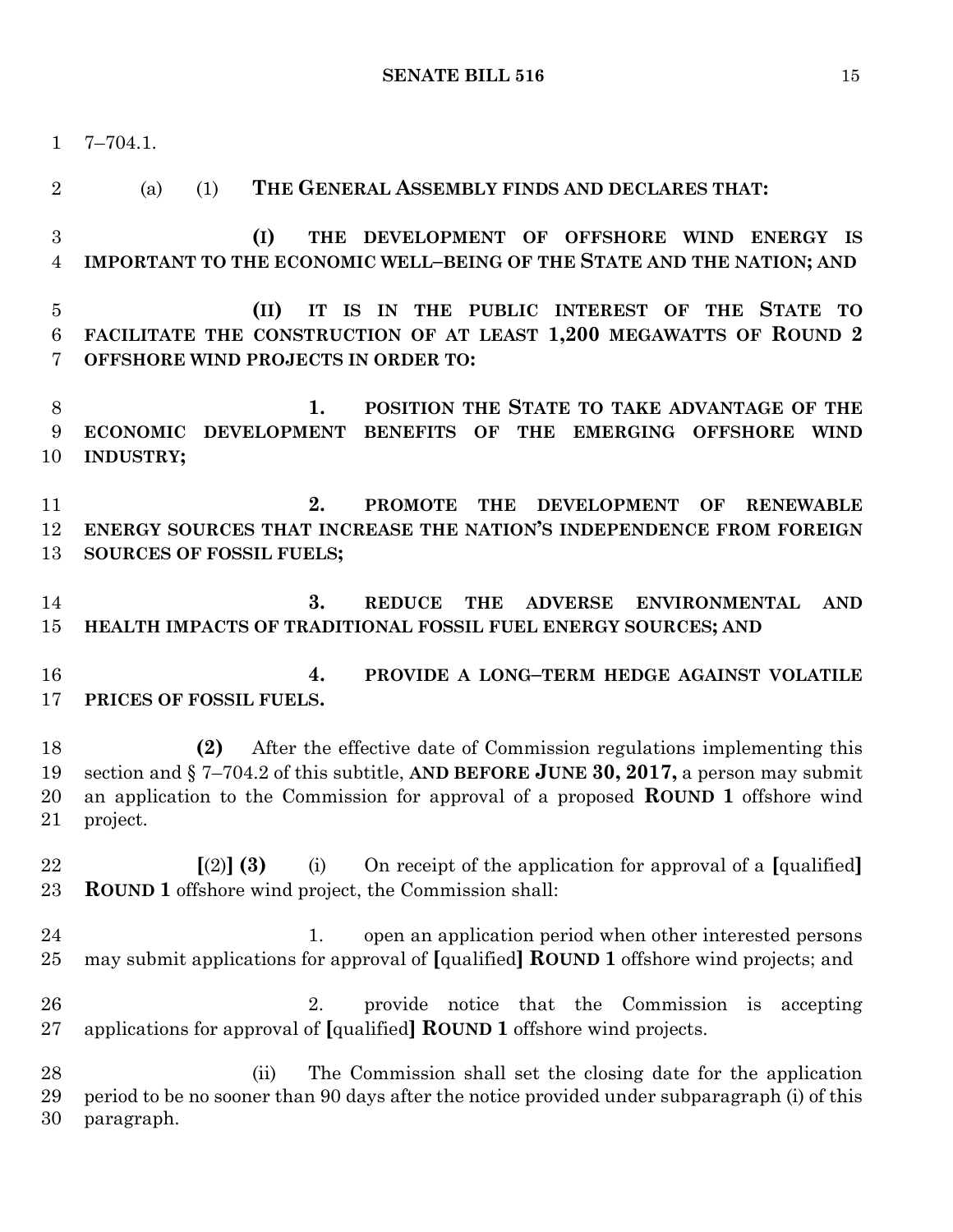7–704.1.

(a) (1) **THE GENERAL ASSEMBLY FINDS AND DECLARES THAT:**

**(I) THE DEVELOPMENT OF OFFSHORE WIND ENERGY IS IMPORTANT TO THE ECONOMIC WELL–BEING OF THE STATE AND THE NATION; AND**

**(II) IT IS IN THE PUBLIC INTEREST OF THE STATE TO FACILITATE THE CONSTRUCTION OF AT LEAST 1,200 MEGAWATTS OF ROUND 2 OFFSHORE WIND PROJECTS IN ORDER TO:**

**1. POSITION THE STATE TO TAKE ADVANTAGE OF THE ECONOMIC DEVELOPMENT BENEFITS OF THE EMERGING OFFSHORE WIND INDUSTRY;**

**2. PROMOTE THE DEVELOPMENT OF RENEWABLE ENERGY SOURCES THAT INCREASE THE NATION'S INDEPENDENCE FROM FOREIGN SOURCES OF FOSSIL FUELS;**

**3. REDUCE THE ADVERSE ENVIRONMENTAL AND HEALTH IMPACTS OF TRADITIONAL FOSSIL FUEL ENERGY SOURCES; AND**

**4. PROVIDE A LONG–TERM HEDGE AGAINST VOLATILE PRICES OF FOSSIL FUELS.**

**(2)** After the effective date of Commission regulations implementing this section and § 7–704.2 of this subtitle, **AND BEFORE JUNE 30, 2017,** a person may submit an application to the Commission for approval of a proposed **ROUND 1** offshore wind project.

**[**(2)**] (3)** (i) On receipt of the application for approval of a **[**qualified**] ROUND 1** offshore wind project, the Commission shall:

1. open an application period when other interested persons may submit applications for approval of **[**qualified**] ROUND 1** offshore wind projects; and

2. provide notice that the Commission is accepting applications for approval of **[**qualified**] ROUND 1** offshore wind projects.

(ii) The Commission shall set the closing date for the application period to be no sooner than 90 days after the notice provided under subparagraph (i) of this paragraph.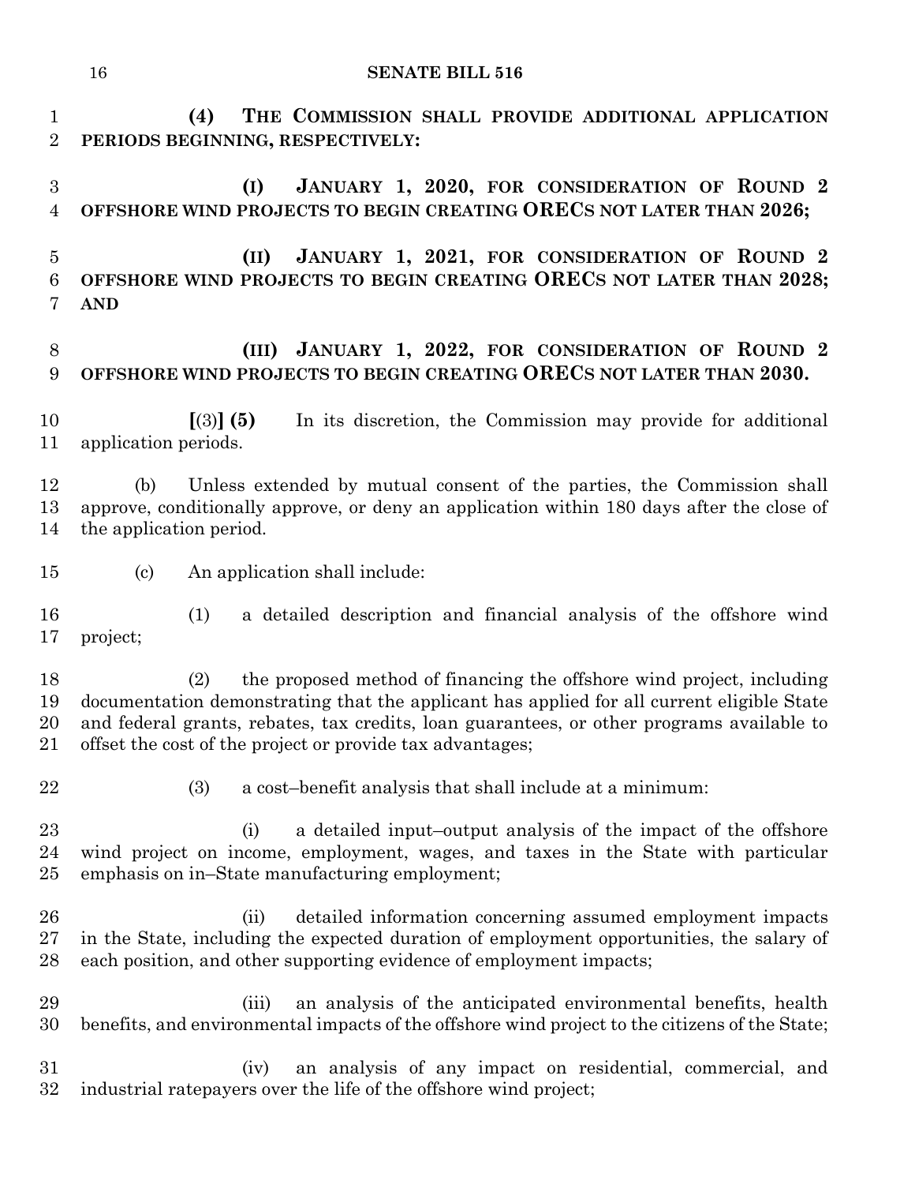**(4) THE COMMISSION SHALL PROVIDE ADDITIONAL APPLICATION PERIODS BEGINNING, RESPECTIVELY:**

**(I) JANUARY 1, 2020, FOR CONSIDERATION OF ROUND 2 OFFSHORE WIND PROJECTS TO BEGIN CREATING ORECS NOT LATER THAN 2026;**

**(II) JANUARY 1, 2021, FOR CONSIDERATION OF ROUND 2 OFFSHORE WIND PROJECTS TO BEGIN CREATING ORECS NOT LATER THAN 2028; AND**

**(III) JANUARY 1, 2022, FOR CONSIDERATION OF ROUND 2 OFFSHORE WIND PROJECTS TO BEGIN CREATING ORECS NOT LATER THAN 2030.**

**[**(3)**] (5)** In its discretion, the Commission may provide for additional application periods.

(b) Unless extended by mutual consent of the parties, the Commission shall approve, conditionally approve, or deny an application within 180 days after the close of the application period.

(c) An application shall include:

(1) a detailed description and financial analysis of the offshore wind project;

(2) the proposed method of financing the offshore wind project, including documentation demonstrating that the applicant has applied for all current eligible State and federal grants, rebates, tax credits, loan guarantees, or other programs available to offset the cost of the project or provide tax advantages;

(3) a cost–benefit analysis that shall include at a minimum:

(i) a detailed input–output analysis of the impact of the offshore wind project on income, employment, wages, and taxes in the State with particular emphasis on in–State manufacturing employment;

(ii) detailed information concerning assumed employment impacts in the State, including the expected duration of employment opportunities, the salary of each position, and other supporting evidence of employment impacts;

(iii) an analysis of the anticipated environmental benefits, health benefits, and environmental impacts of the offshore wind project to the citizens of the State;

(iv) an analysis of any impact on residential, commercial, and industrial ratepayers over the life of the offshore wind project;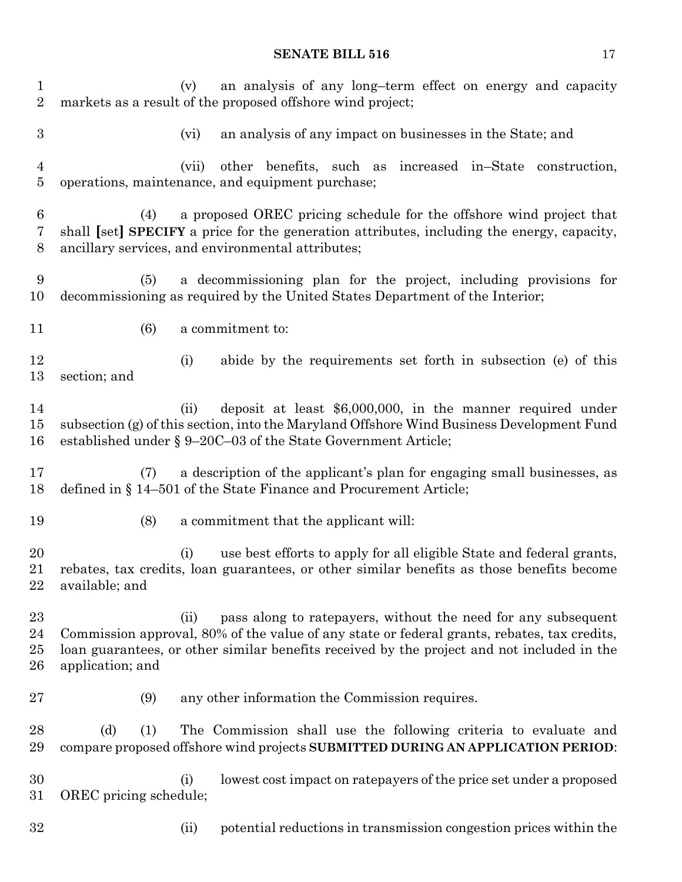(v) an analysis of any long–term effect on energy and capacity markets as a result of the proposed offshore wind project;

(vi) an analysis of any impact on businesses in the State; and

(vii) other benefits, such as increased in–State construction, operations, maintenance, and equipment purchase;

(4) a proposed OREC pricing schedule for the offshore wind project that shall [set] **SPECIFY** a price for the generation attributes, including the energy, capacity, ancillary services, and environmental attributes;

(5) a decommissioning plan for the project, including provisions for decommissioning as required by the United States Department of the Interior;

(6) a commitment to:

(i) abide by the requirements set forth in subsection (e) of this section; and

(ii) deposit at least $6,000,000, in the manner required under subsection (g) of this section, into the Maryland Offshore Wind Business Development Fund established under § 9–20C–03 of the State Government Article;

(7) a description of the applicant's plan for engaging small businesses, as defined in § 14–501 of the State Finance and Procurement Article;

(8) a commitment that the applicant will:

(i) use best efforts to apply for all eligible State and federal grants, rebates, tax credits, loan guarantees, or other similar benefits as those benefits become available; and

(ii) pass along to ratepayers, without the need for any subsequent Commission approval, 80% of the value of any state or federal grants, rebates, tax credits, loan guarantees, or other similar benefits received by the project and not included in the application; and

(9) any other information the Commission requires.

(d) (1) The Commission shall use the following criteria to evaluate and compare proposed offshore wind projects **SUBMITTED DURING AN APPLICATION PERIOD**:

(i) lowest cost impact on ratepayers of the price set under a proposed OREC pricing schedule;

(ii) potential reductions in transmission congestion prices within the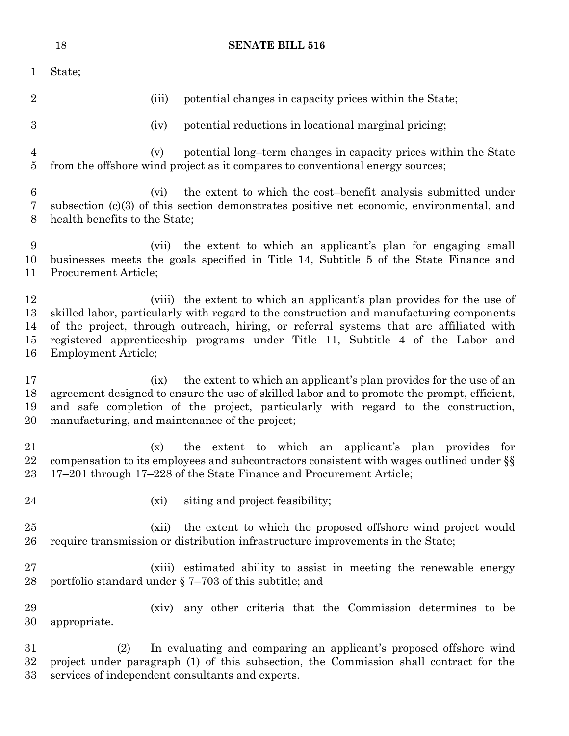State;

(iii) potential changes in capacity prices within the State;

(iv) potential reductions in locational marginal pricing;

(v) potential long–term changes in capacity prices within the State from the offshore wind project as it compares to conventional energy sources;

(vi) the extent to which the cost–benefit analysis submitted under subsection (c)(3) of this section demonstrates positive net economic, environmental, and health benefits to the State;

(vii) the extent to which an applicant's plan for engaging small businesses meets the goals specified in Title 14, Subtitle 5 of the State Finance and Procurement Article;

(viii) the extent to which an applicant's plan provides for the use of skilled labor, particularly with regard to the construction and manufacturing components of the project, through outreach, hiring, or referral systems that are affiliated with registered apprenticeship programs under Title 11, Subtitle 4 of the Labor and Employment Article;

(ix) the extent to which an applicant's plan provides for the use of an agreement designed to ensure the use of skilled labor and to promote the prompt, efficient, and safe completion of the project, particularly with regard to the construction, manufacturing, and maintenance of the project;

(x) the extent to which an applicant's plan provides for compensation to its employees and subcontractors consistent with wages outlined under §§ 17–201 through 17–228 of the State Finance and Procurement Article;

(xi) siting and project feasibility;

(xii) the extent to which the proposed offshore wind project would require transmission or distribution infrastructure improvements in the State;

(xiii) estimated ability to assist in meeting the renewable energy portfolio standard under § 7–703 of this subtitle; and

(xiv) any other criteria that the Commission determines to be appropriate.

(2) In evaluating and comparing an applicant's proposed offshore wind project under paragraph (1) of this subsection, the Commission shall contract for the services of independent consultants and experts.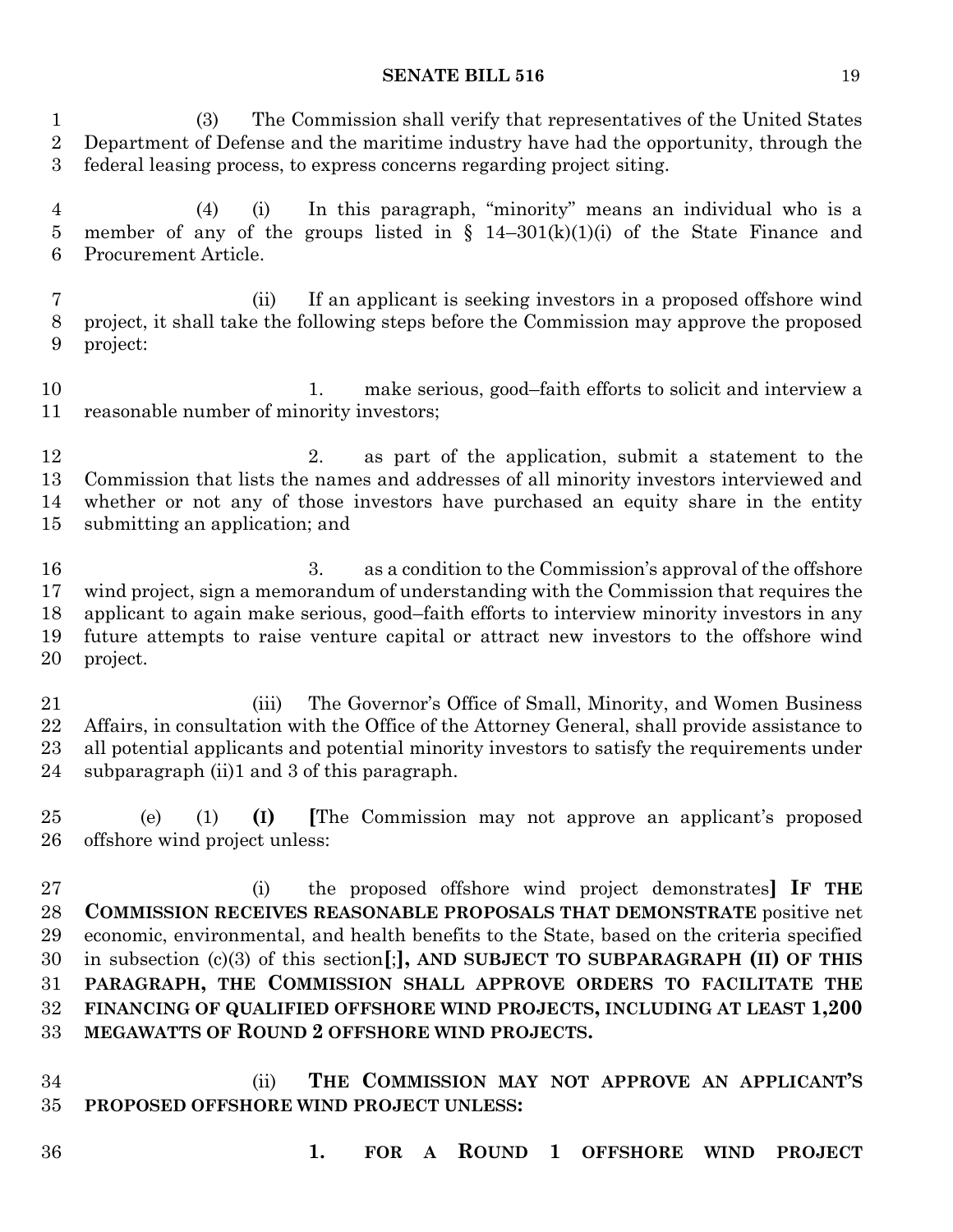(3) The Commission shall verify that representatives of the United States Department of Defense and the maritime industry have had the opportunity, through the federal leasing process, to express concerns regarding project siting.

(4) (i) In this paragraph, "minority" means an individual who is a member of any of the groups listed in § 14–301(k)(1)(i) of the State Finance and Procurement Article.

(ii) If an applicant is seeking investors in a proposed offshore wind project, it shall take the following steps before the Commission may approve the proposed project:

1. make serious, good–faith efforts to solicit and interview a reasonable number of minority investors;

2. as part of the application, submit a statement to the Commission that lists the names and addresses of all minority investors interviewed and whether or not any of those investors have purchased an equity share in the entity submitting an application; and

3. as a condition to the Commission's approval of the offshore wind project, sign a memorandum of understanding with the Commission that requires the applicant to again make serious, good–faith efforts to interview minority investors in any future attempts to raise venture capital or attract new investors to the offshore wind project.

(iii) The Governor's Office of Small, Minority, and Women Business Affairs, in consultation with the Office of the Attorney General, shall provide assistance to all potential applicants and potential minority investors to satisfy the requirements under subparagraph (ii)1 and 3 of this paragraph.

(e) (1) **(I)** **[**The Commission may not approve an applicant's proposed offshore wind project unless:

(i) the proposed offshore wind project demonstrates**]** **IF THE COMMISSION RECEIVES REASONABLE PROPOSALS THAT DEMONSTRATE** positive net economic, environmental, and health benefits to the State, based on the criteria specified in subsection (c)(3) of this section**[**;**]**, **AND SUBJECT TO SUBPARAGRAPH (II) OF THIS PARAGRAPH, THE COMMISSION SHALL APPROVE ORDERS TO FACILITATE THE FINANCING OF QUALIFIED OFFSHORE WIND PROJECTS, INCLUDING AT LEAST 1,200 MEGAWATTS OF ROUND 2 OFFSHORE WIND PROJECTS.**

(ii) **THE COMMISSION MAY NOT APPROVE AN APPLICANT'S PROPOSED OFFSHORE WIND PROJECT UNLESS:**

**1. FOR A ROUND 1 OFFSHORE WIND PROJECT**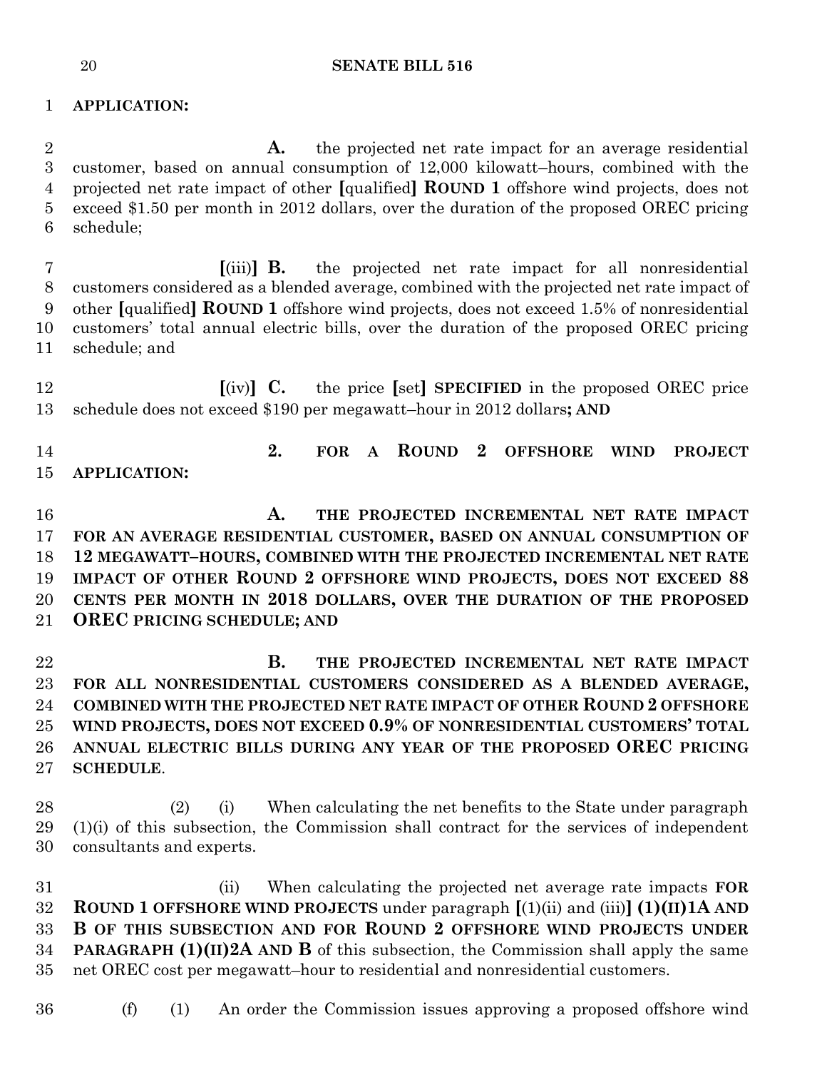**APPLICATION:**

**A.** the projected net rate impact for an average residential customer, based on annual consumption of 12,000 kilowatt–hours, combined with the projected net rate impact of other [qualified] **ROUND 1** offshore wind projects, does not exceed $1.50 per month in 2012 dollars, over the duration of the proposed OREC pricing schedule;

[(iii)] **B.** the projected net rate impact for all nonresidential customers considered as a blended average, combined with the projected net rate impact of other [qualified] **ROUND 1** offshore wind projects, does not exceed 1.5% of nonresidential customers' total annual electric bills, over the duration of the proposed OREC pricing schedule; and

[(iv)] **C.** the price [set] **SPECIFIED** in the proposed OREC price schedule does not exceed $190 per megawatt–hour in 2012 dollars**; AND**

**2. FOR A ROUND 2 OFFSHORE WIND PROJECT APPLICATION:**

**A. THE PROJECTED INCREMENTAL NET RATE IMPACT FOR AN AVERAGE RESIDENTIAL CUSTOMER, BASED ON ANNUAL CONSUMPTION OF 12 MEGAWATT–HOURS, COMBINED WITH THE PROJECTED INCREMENTAL NET RATE IMPACT OF OTHER ROUND 2 OFFSHORE WIND PROJECTS, DOES NOT EXCEED 88 CENTS PER MONTH IN 2018 DOLLARS, OVER THE DURATION OF THE PROPOSED OREC PRICING SCHEDULE; AND**

**B. THE PROJECTED INCREMENTAL NET RATE IMPACT FOR ALL NONRESIDENTIAL CUSTOMERS CONSIDERED AS A BLENDED AVERAGE, COMBINED WITH THE PROJECTED NET RATE IMPACT OF OTHER ROUND 2 OFFSHORE WIND PROJECTS, DOES NOT EXCEED 0.9% OF NONRESIDENTIAL CUSTOMERS' TOTAL ANNUAL ELECTRIC BILLS DURING ANY YEAR OF THE PROPOSED OREC PRICING SCHEDULE**.

(2) (i) When calculating the net benefits to the State under paragraph (1)(i) of this subsection, the Commission shall contract for the services of independent consultants and experts.

(ii) When calculating the projected net average rate impacts **FOR ROUND 1 OFFSHORE WIND PROJECTS** under paragraph [(1)(ii) and (iii)] **(1)(II)1A AND B OF THIS SUBSECTION AND FOR ROUND 2 OFFSHORE WIND PROJECTS UNDER PARAGRAPH (1)(II)2A AND B** of this subsection, the Commission shall apply the same net OREC cost per megawatt–hour to residential and nonresidential customers.

(f) (1) An order the Commission issues approving a proposed offshore wind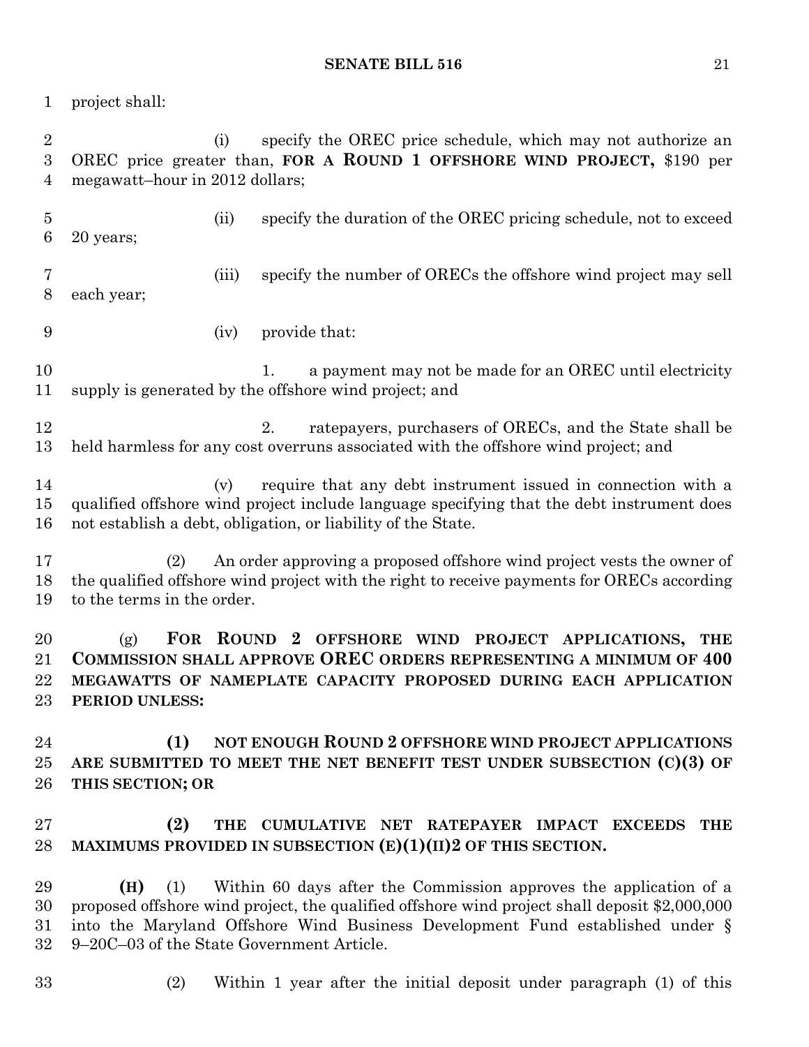project shall:

(i) specify the OREC price schedule, which may not authorize an OREC price greater than, **FOR A ROUND 1 OFFSHORE WIND PROJECT,** $190 per megawatt–hour in 2012 dollars;

(ii) specify the duration of the OREC pricing schedule, not to exceed 20 years;

(iii) specify the number of ORECs the offshore wind project may sell each year;

(iv) provide that:

1. a payment may not be made for an OREC until electricity supply is generated by the offshore wind project; and

2. ratepayers, purchasers of ORECs, and the State shall be held harmless for any cost overruns associated with the offshore wind project; and

(v) require that any debt instrument issued in connection with a qualified offshore wind project include language specifying that the debt instrument does not establish a debt, obligation, or liability of the State.

(2) An order approving a proposed offshore wind project vests the owner of the qualified offshore wind project with the right to receive payments for ORECs according to the terms in the order.

(g) **FOR ROUND 2 OFFSHORE WIND PROJECT APPLICATIONS, THE COMMISSION SHALL APPROVE OREC ORDERS REPRESENTING A MINIMUM OF 400 MEGAWATTS OF NAMEPLATE CAPACITY PROPOSED DURING EACH APPLICATION PERIOD UNLESS:**

**(1) NOT ENOUGH ROUND 2 OFFSHORE WIND PROJECT APPLICATIONS ARE SUBMITTED TO MEET THE NET BENEFIT TEST UNDER SUBSECTION (C)(3) OF THIS SECTION; OR**

**(2) THE CUMULATIVE NET RATEPAYER IMPACT EXCEEDS THE MAXIMUMS PROVIDED IN SUBSECTION (E)(1)(II)2 OF THIS SECTION.**

**(H)** (1) Within 60 days after the Commission approves the application of a proposed offshore wind project, the qualified offshore wind project shall deposit $2,000,000 into the Maryland Offshore Wind Business Development Fund established under § 9–20C–03 of the State Government Article.

(2) Within 1 year after the initial deposit under paragraph (1) of this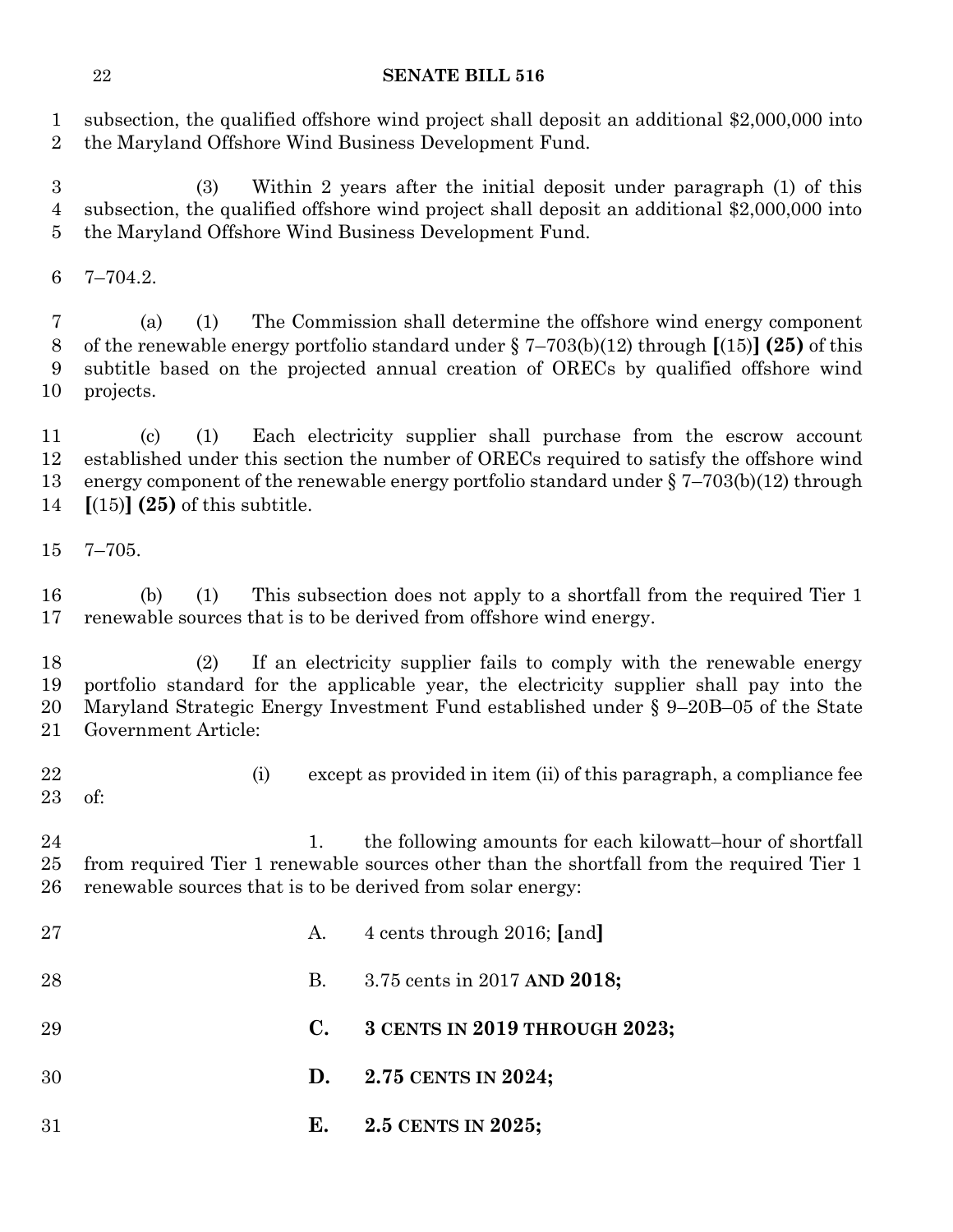subsection, the qualified offshore wind project shall deposit an additional $2,000,000 into the Maryland Offshore Wind Business Development Fund.

(3) Within 2 years after the initial deposit under paragraph (1) of this subsection, the qualified offshore wind project shall deposit an additional $2,000,000 into the Maryland Offshore Wind Business Development Fund.

7–704.2.

(a) (1) The Commission shall determine the offshore wind energy component of the renewable energy portfolio standard under § 7–703(b)(12) through [(15)] **(25)** of this subtitle based on the projected annual creation of ORECs by qualified offshore wind projects.

(c) (1) Each electricity supplier shall purchase from the escrow account established under this section the number of ORECs required to satisfy the offshore wind energy component of the renewable energy portfolio standard under § 7–703(b)(12) through [(15)] **(25)** of this subtitle.

7–705.

(b) (1) This subsection does not apply to a shortfall from the required Tier 1 renewable sources that is to be derived from offshore wind energy.

(2) If an electricity supplier fails to comply with the renewable energy portfolio standard for the applicable year, the electricity supplier shall pay into the Maryland Strategic Energy Investment Fund established under § 9–20B–05 of the State Government Article:

(i) except as provided in item (ii) of this paragraph, a compliance fee of:

1. the following amounts for each kilowatt–hour of shortfall from required Tier 1 renewable sources other than the shortfall from the required Tier 1 renewable sources that is to be derived from solar energy:

A. 4 cents through 2016; [and]

B. 3.75 cents in 2017 **AND 2018;**

**C. 3 CENTS IN 2019 THROUGH 2023;**

**D. 2.75 CENTS IN 2024;**

**E. 2.5 CENTS IN 2025;**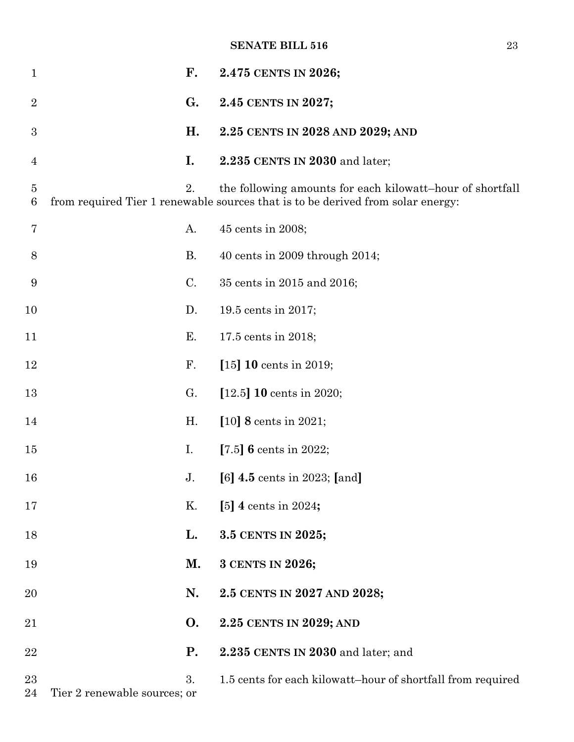**F. 2.475 CENTS IN 2026;**

**G. 2.45 CENTS IN 2027;**

**H. 2.25 CENTS IN 2028 AND 2029; AND**

**I. 2.235 CENTS IN 2030** and later;

2. the following amounts for each kilowatt–hour of shortfall from required Tier 1 renewable sources that is to be derived from solar energy:

A. 45 cents in 2008;

B. 40 cents in 2009 through 2014;

C. 35 cents in 2015 and 2016;

D. 19.5 cents in 2017;

E. 17.5 cents in 2018;

F. **[**15**] 10** cents in 2019;

G. **[**12.5**] 10** cents in 2020;

H. **[**10**] 8** cents in 2021;

I. **[**7.5**] 6** cents in 2022;

J. **[**6**] 4.5** cents in 2023; **[**and**]**

K. **[**5**] 4** cents in 2024**;**

**L. 3.5 CENTS IN 2025;**

**M. 3 CENTS IN 2026;**

**N. 2.5 CENTS IN 2027 AND 2028;**

**O. 2.25 CENTS IN 2029; AND**

**P. 2.235 CENTS IN 2030** and later; and

3. 1.5 cents for each kilowatt–hour of shortfall from required Tier 2 renewable sources; or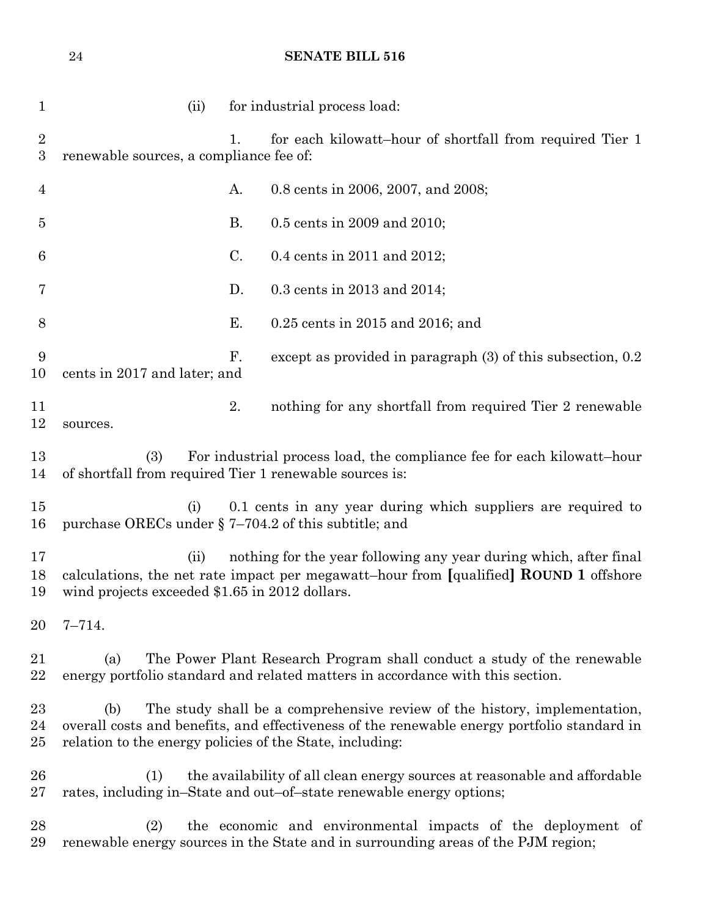(ii) for industrial process load:

1. for each kilowatt–hour of shortfall from required Tier 1 renewable sources, a compliance fee of:

A. 0.8 cents in 2006, 2007, and 2008;

B. 0.5 cents in 2009 and 2010;

C. 0.4 cents in 2011 and 2012;

D. 0.3 cents in 2013 and 2014;

E. 0.25 cents in 2015 and 2016; and

F. except as provided in paragraph (3) of this subsection, 0.2 cents in 2017 and later; and

2. nothing for any shortfall from required Tier 2 renewable sources.

(3) For industrial process load, the compliance fee for each kilowatt–hour of shortfall from required Tier 1 renewable sources is:

(i) 0.1 cents in any year during which suppliers are required to purchase ORECs under § 7–704.2 of this subtitle; and

(ii) nothing for the year following any year during which, after final calculations, the net rate impact per megawatt–hour from **[**qualified**]** **ROUND 1** offshore wind projects exceeded $1.65 in 2012 dollars.

7–714.

(a) The Power Plant Research Program shall conduct a study of the renewable energy portfolio standard and related matters in accordance with this section.

(b) The study shall be a comprehensive review of the history, implementation, overall costs and benefits, and effectiveness of the renewable energy portfolio standard in relation to the energy policies of the State, including:

(1) the availability of all clean energy sources at reasonable and affordable rates, including in–State and out–of–state renewable energy options;

(2) the economic and environmental impacts of the deployment of renewable energy sources in the State and in surrounding areas of the PJM region;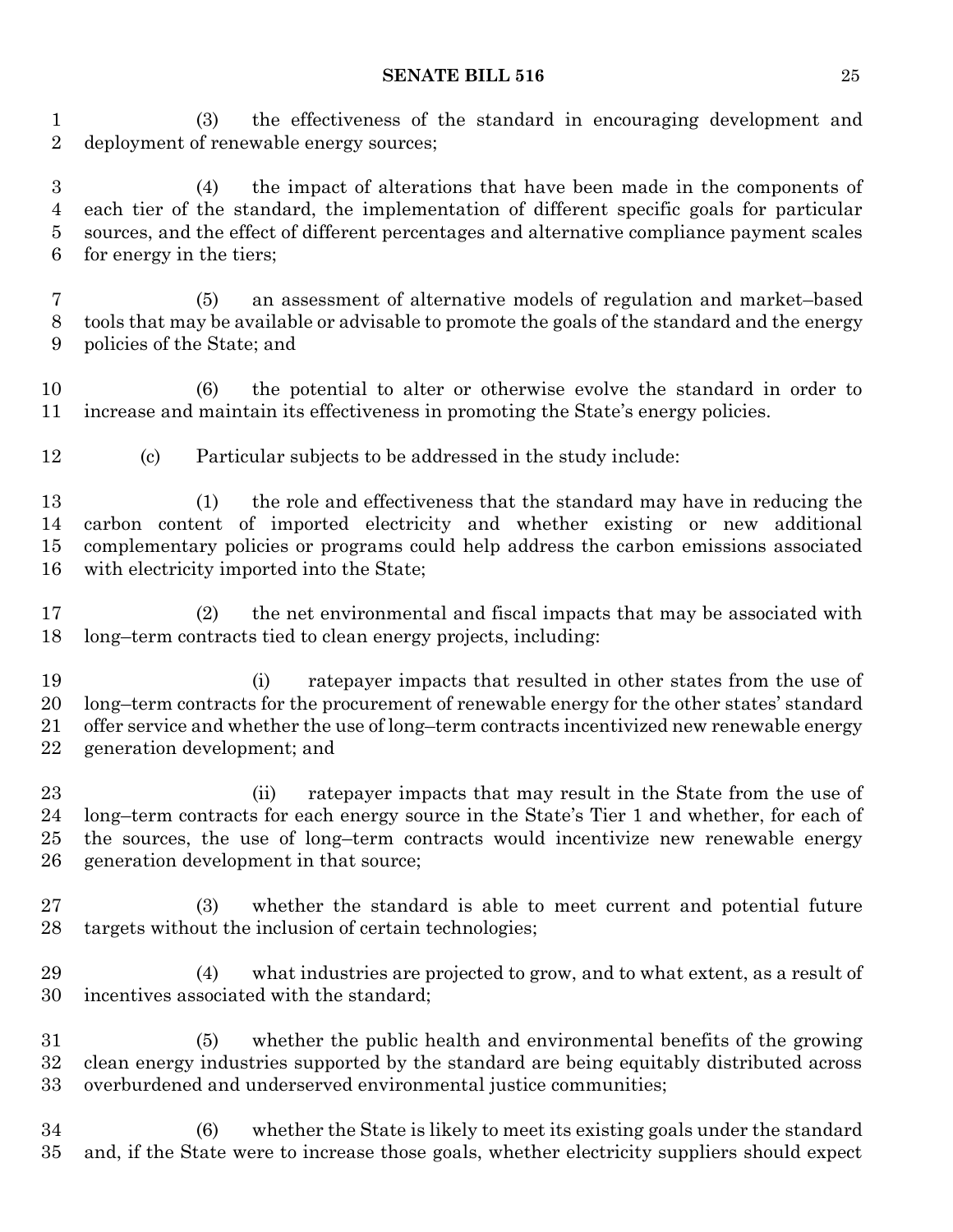(3) the effectiveness of the standard in encouraging development and deployment of renewable energy sources;

(4) the impact of alterations that have been made in the components of each tier of the standard, the implementation of different specific goals for particular sources, and the effect of different percentages and alternative compliance payment scales for energy in the tiers;

(5) an assessment of alternative models of regulation and market–based tools that may be available or advisable to promote the goals of the standard and the energy policies of the State; and

(6) the potential to alter or otherwise evolve the standard in order to increase and maintain its effectiveness in promoting the State's energy policies.

(c) Particular subjects to be addressed in the study include:

(1) the role and effectiveness that the standard may have in reducing the carbon content of imported electricity and whether existing or new additional complementary policies or programs could help address the carbon emissions associated with electricity imported into the State;

(2) the net environmental and fiscal impacts that may be associated with long–term contracts tied to clean energy projects, including:

(i) ratepayer impacts that resulted in other states from the use of long–term contracts for the procurement of renewable energy for the other states' standard offer service and whether the use of long–term contracts incentivized new renewable energy generation development; and

(ii) ratepayer impacts that may result in the State from the use of long–term contracts for each energy source in the State's Tier 1 and whether, for each of the sources, the use of long–term contracts would incentivize new renewable energy generation development in that source;

(3) whether the standard is able to meet current and potential future targets without the inclusion of certain technologies;

(4) what industries are projected to grow, and to what extent, as a result of incentives associated with the standard;

(5) whether the public health and environmental benefits of the growing clean energy industries supported by the standard are being equitably distributed across overburdened and underserved environmental justice communities;

(6) whether the State is likely to meet its existing goals under the standard and, if the State were to increase those goals, whether electricity suppliers should expect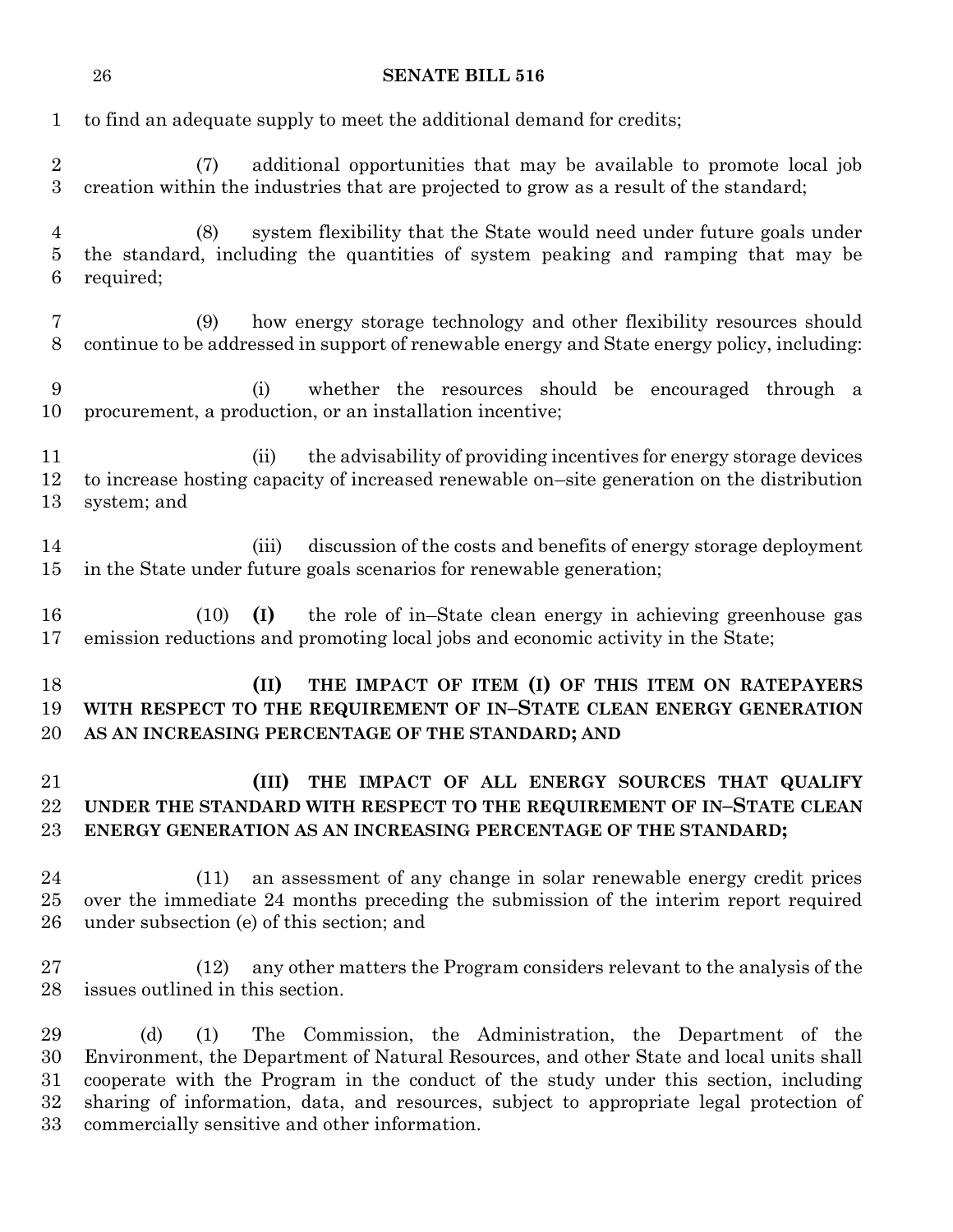to find an adequate supply to meet the additional demand for credits;

(7) additional opportunities that may be available to promote local job creation within the industries that are projected to grow as a result of the standard;

(8) system flexibility that the State would need under future goals under the standard, including the quantities of system peaking and ramping that may be required;

(9) how energy storage technology and other flexibility resources should continue to be addressed in support of renewable energy and State energy policy, including:

(i) whether the resources should be encouraged through a procurement, a production, or an installation incentive;

(ii) the advisability of providing incentives for energy storage devices to increase hosting capacity of increased renewable on–site generation on the distribution system; and

(iii) discussion of the costs and benefits of energy storage deployment in the State under future goals scenarios for renewable generation;

(10) **(I)** the role of in–State clean energy in achieving greenhouse gas emission reductions and promoting local jobs and economic activity in the State;

**(II) THE IMPACT OF ITEM (I) OF THIS ITEM ON RATEPAYERS WITH RESPECT TO THE REQUIREMENT OF IN–STATE CLEAN ENERGY GENERATION AS AN INCREASING PERCENTAGE OF THE STANDARD; AND**

**(III) THE IMPACT OF ALL ENERGY SOURCES THAT QUALIFY UNDER THE STANDARD WITH RESPECT TO THE REQUIREMENT OF IN–STATE CLEAN ENERGY GENERATION AS AN INCREASING PERCENTAGE OF THE STANDARD;**

(11) an assessment of any change in solar renewable energy credit prices over the immediate 24 months preceding the submission of the interim report required under subsection (e) of this section; and

(12) any other matters the Program considers relevant to the analysis of the issues outlined in this section.

(d) (1) The Commission, the Administration, the Department of the Environment, the Department of Natural Resources, and other State and local units shall cooperate with the Program in the conduct of the study under this section, including sharing of information, data, and resources, subject to appropriate legal protection of commercially sensitive and other information.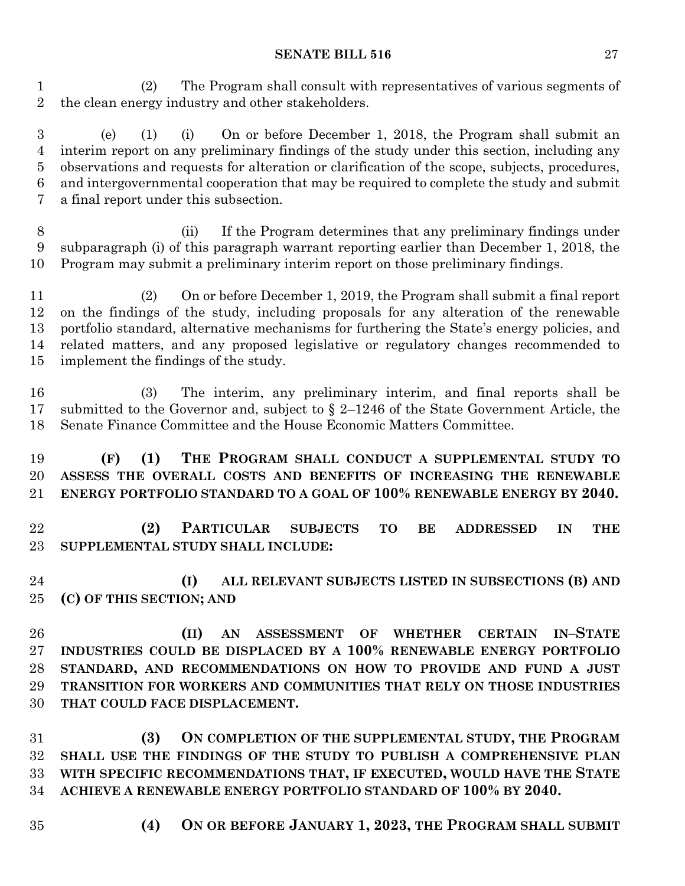(2) The Program shall consult with representatives of various segments of the clean energy industry and other stakeholders.

(e) (1) (i) On or before December 1, 2018, the Program shall submit an interim report on any preliminary findings of the study under this section, including any observations and requests for alteration or clarification of the scope, subjects, procedures, and intergovernmental cooperation that may be required to complete the study and submit a final report under this subsection.

(ii) If the Program determines that any preliminary findings under subparagraph (i) of this paragraph warrant reporting earlier than December 1, 2018, the Program may submit a preliminary interim report on those preliminary findings.

(2) On or before December 1, 2019, the Program shall submit a final report on the findings of the study, including proposals for any alteration of the renewable portfolio standard, alternative mechanisms for furthering the State's energy policies, and related matters, and any proposed legislative or regulatory changes recommended to implement the findings of the study.

(3) The interim, any preliminary interim, and final reports shall be submitted to the Governor and, subject to § 2–1246 of the State Government Article, the Senate Finance Committee and the House Economic Matters Committee.

**(F) (1) THE PROGRAM SHALL CONDUCT A SUPPLEMENTAL STUDY TO ASSESS THE OVERALL COSTS AND BENEFITS OF INCREASING THE RENEWABLE ENERGY PORTFOLIO STANDARD TO A GOAL OF 100% RENEWABLE ENERGY BY 2040.**

**(2) PARTICULAR SUBJECTS TO BE ADDRESSED IN THE SUPPLEMENTAL STUDY SHALL INCLUDE:**

**(I) ALL RELEVANT SUBJECTS LISTED IN SUBSECTIONS (B) AND (C) OF THIS SECTION; AND**

**(II) AN ASSESSMENT OF WHETHER CERTAIN IN–STATE INDUSTRIES COULD BE DISPLACED BY A 100% RENEWABLE ENERGY PORTFOLIO STANDARD, AND RECOMMENDATIONS ON HOW TO PROVIDE AND FUND A JUST TRANSITION FOR WORKERS AND COMMUNITIES THAT RELY ON THOSE INDUSTRIES THAT COULD FACE DISPLACEMENT.**

**(3) ON COMPLETION OF THE SUPPLEMENTAL STUDY, THE PROGRAM SHALL USE THE FINDINGS OF THE STUDY TO PUBLISH A COMPREHENSIVE PLAN WITH SPECIFIC RECOMMENDATIONS THAT, IF EXECUTED, WOULD HAVE THE STATE ACHIEVE A RENEWABLE ENERGY PORTFOLIO STANDARD OF 100% BY 2040.**

**(4) ON OR BEFORE JANUARY 1, 2023, THE PROGRAM SHALL SUBMIT**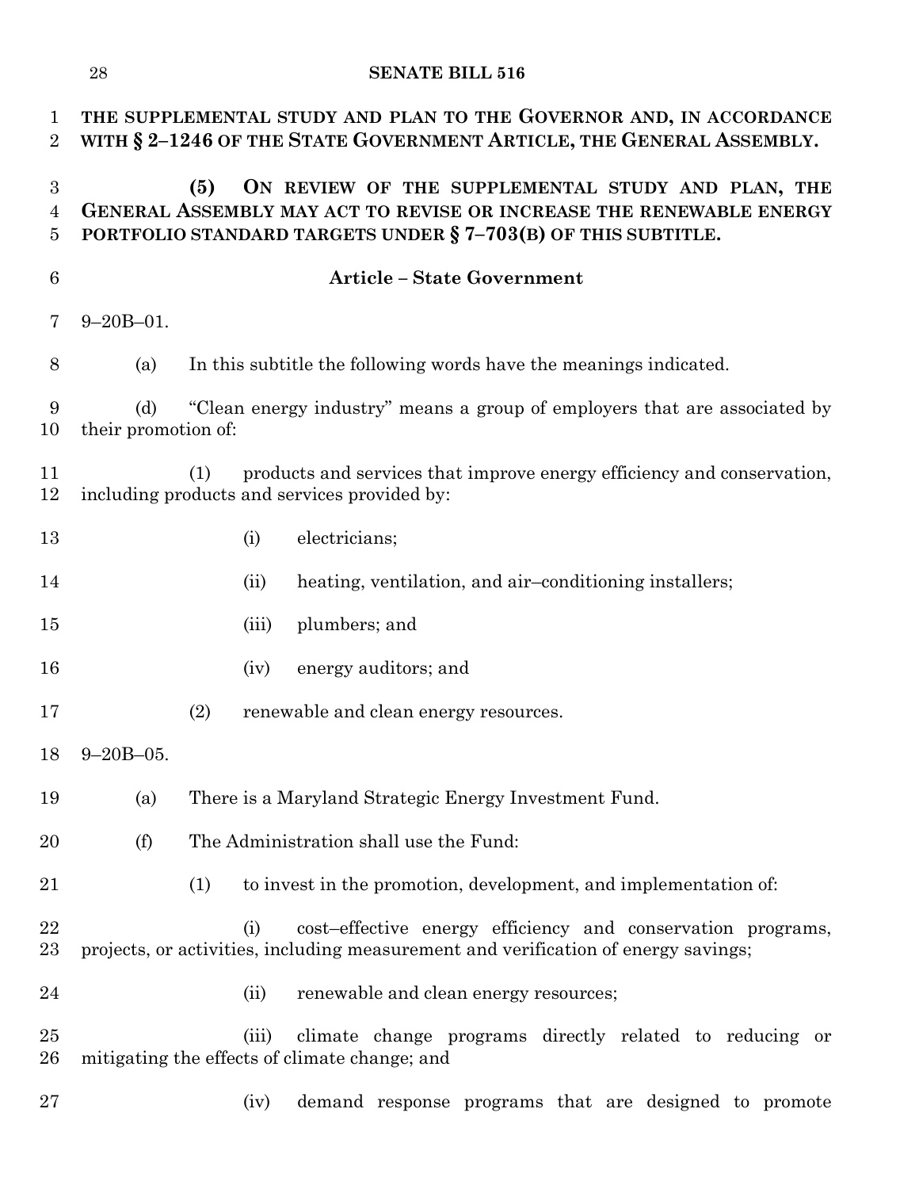**THE SUPPLEMENTAL STUDY AND PLAN TO THE GOVERNOR AND, IN ACCORDANCE WITH § 2–1246 OF THE STATE GOVERNMENT ARTICLE, THE GENERAL ASSEMBLY.**

**(5) ON REVIEW OF THE SUPPLEMENTAL STUDY AND PLAN, THE GENERAL ASSEMBLY MAY ACT TO REVISE OR INCREASE THE RENEWABLE ENERGY PORTFOLIO STANDARD TARGETS UNDER § 7–703(B) OF THIS SUBTITLE.**

**Article – State Government**

9–20B–01.

(a) In this subtitle the following words have the meanings indicated.

(d) "Clean energy industry" means a group of employers that are associated by their promotion of:

(1) products and services that improve energy efficiency and conservation, including products and services provided by:

(i) electricians;

(ii) heating, ventilation, and air–conditioning installers;

(iii) plumbers; and

(iv) energy auditors; and

(2) renewable and clean energy resources.

9–20B–05.

(a) There is a Maryland Strategic Energy Investment Fund.

(f) The Administration shall use the Fund:

(1) to invest in the promotion, development, and implementation of:

(i) cost–effective energy efficiency and conservation programs, projects, or activities, including measurement and verification of energy savings;

(ii) renewable and clean energy resources;

(iii) climate change programs directly related to reducing or mitigating the effects of climate change; and

(iv) demand response programs that are designed to promote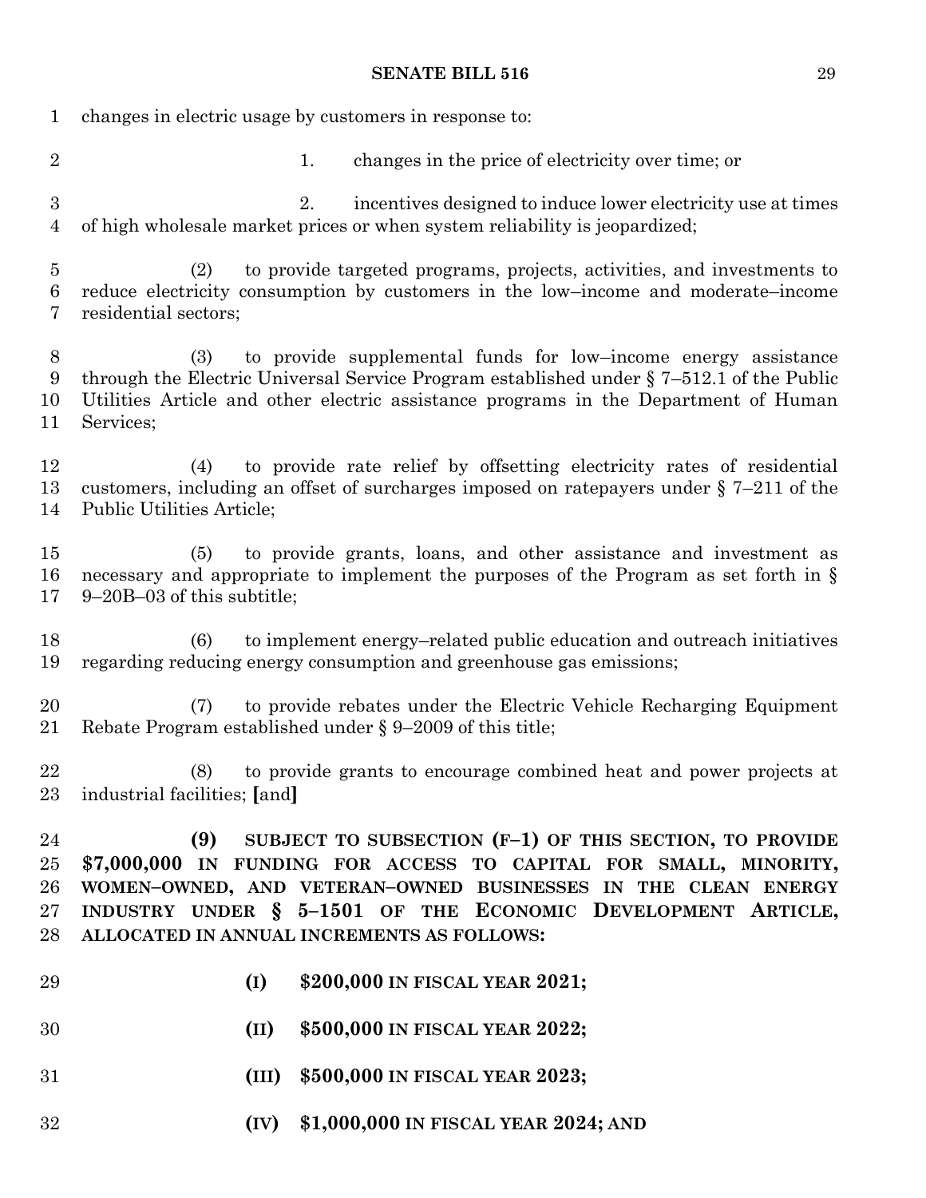changes in electric usage by customers in response to:

1. changes in the price of electricity over time; or

2. incentives designed to induce lower electricity use at times of high wholesale market prices or when system reliability is jeopardized;

(2) to provide targeted programs, projects, activities, and investments to reduce electricity consumption by customers in the low–income and moderate–income residential sectors;

(3) to provide supplemental funds for low–income energy assistance through the Electric Universal Service Program established under § 7–512.1 of the Public Utilities Article and other electric assistance programs in the Department of Human Services;

(4) to provide rate relief by offsetting electricity rates of residential customers, including an offset of surcharges imposed on ratepayers under § 7–211 of the Public Utilities Article;

(5) to provide grants, loans, and other assistance and investment as necessary and appropriate to implement the purposes of the Program as set forth in § 9–20B–03 of this subtitle;

(6) to implement energy–related public education and outreach initiatives regarding reducing energy consumption and greenhouse gas emissions;

(7) to provide rebates under the Electric Vehicle Recharging Equipment Rebate Program established under § 9–2009 of this title;

(8) to provide grants to encourage combined heat and power projects at industrial facilities; **[**and**]**

**(9) SUBJECT TO SUBSECTION (F–1) OF THIS SECTION, TO PROVIDE $7,000,000 IN FUNDING FOR ACCESS TO CAPITAL FOR SMALL, MINORITY, WOMEN–OWNED, AND VETERAN–OWNED BUSINESSES IN THE CLEAN ENERGY INDUSTRY UNDER § 5–1501 OF THE ECONOMIC DEVELOPMENT ARTICLE, ALLOCATED IN ANNUAL INCREMENTS AS FOLLOWS:**

**(I) $200,000 IN FISCAL YEAR 2021;**

**(II) $500,000 IN FISCAL YEAR 2022;**

**(III) $500,000 IN FISCAL YEAR 2023;**

**(IV) $1,000,000 IN FISCAL YEAR 2024; AND**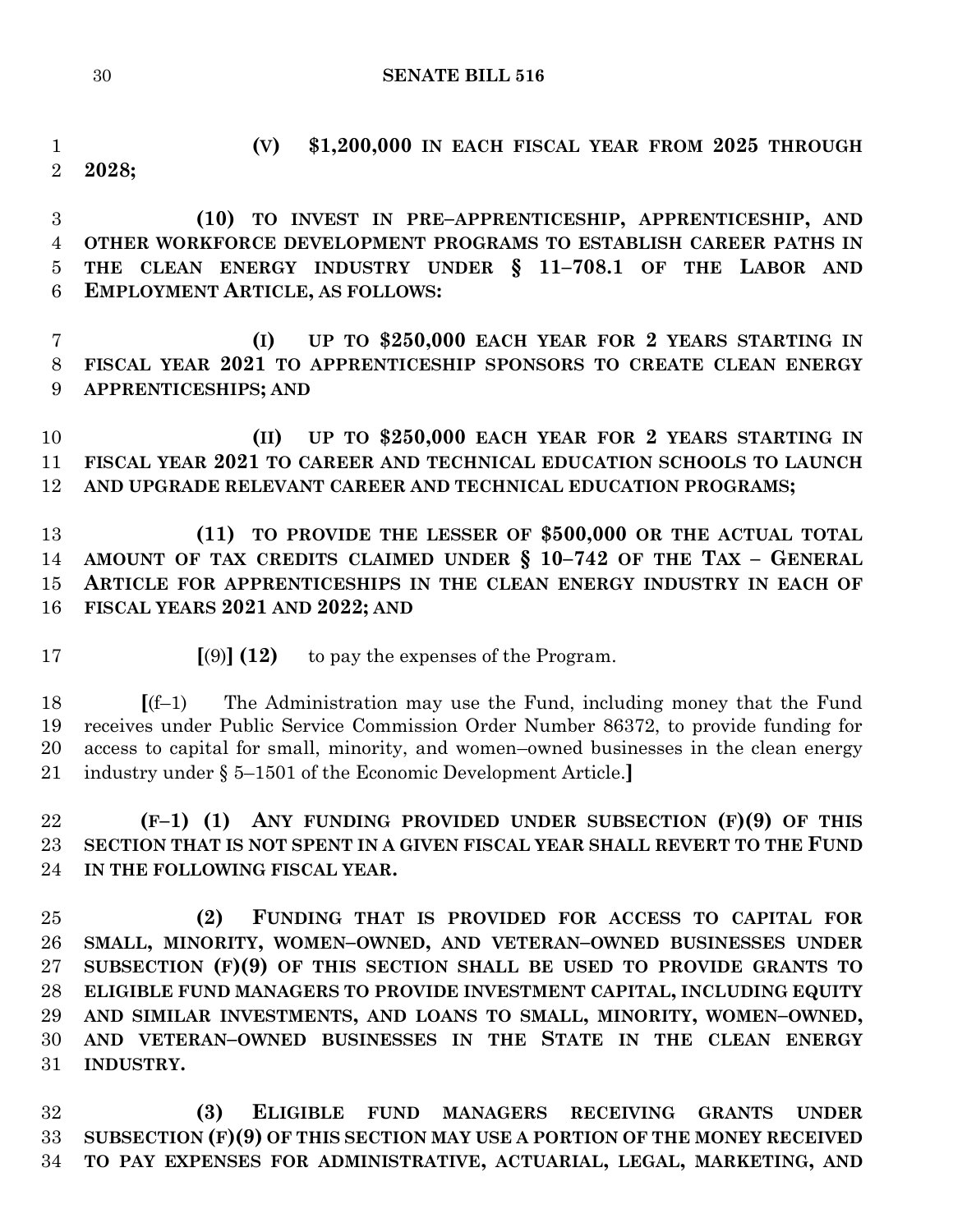**(V) $1,200,000 IN EACH FISCAL YEAR FROM 2025 THROUGH 2028;**

**(10) TO INVEST IN PRE–APPRENTICESHIP, APPRENTICESHIP, AND OTHER WORKFORCE DEVELOPMENT PROGRAMS TO ESTABLISH CAREER PATHS IN THE CLEAN ENERGY INDUSTRY UNDER § 11–708.1 OF THE LABOR AND EMPLOYMENT ARTICLE, AS FOLLOWS:**

**(I) UP TO $250,000 EACH YEAR FOR 2 YEARS STARTING IN FISCAL YEAR 2021 TO APPRENTICESHIP SPONSORS TO CREATE CLEAN ENERGY APPRENTICESHIPS; AND**

**(II) UP TO $250,000 EACH YEAR FOR 2 YEARS STARTING IN FISCAL YEAR 2021 TO CAREER AND TECHNICAL EDUCATION SCHOOLS TO LAUNCH AND UPGRADE RELEVANT CAREER AND TECHNICAL EDUCATION PROGRAMS;**

**(11) TO PROVIDE THE LESSER OF $500,000 OR THE ACTUAL TOTAL AMOUNT OF TAX CREDITS CLAIMED UNDER § 10–742 OF THE TAX – GENERAL ARTICLE FOR APPRENTICESHIPS IN THE CLEAN ENERGY INDUSTRY IN EACH OF FISCAL YEARS 2021 AND 2022; AND**

**[**(9)**] (12)** to pay the expenses of the Program.

**[**(f–1) The Administration may use the Fund, including money that the Fund receives under Public Service Commission Order Number 86372, to provide funding for access to capital for small, minority, and women–owned businesses in the clean energy industry under § 5–1501 of the Economic Development Article.**]**

**(F–1) (1) ANY FUNDING PROVIDED UNDER SUBSECTION (F)(9) OF THIS SECTION THAT IS NOT SPENT IN A GIVEN FISCAL YEAR SHALL REVERT TO THE FUND IN THE FOLLOWING FISCAL YEAR.**

**(2) FUNDING THAT IS PROVIDED FOR ACCESS TO CAPITAL FOR SMALL, MINORITY, WOMEN–OWNED, AND VETERAN–OWNED BUSINESSES UNDER SUBSECTION (F)(9) OF THIS SECTION SHALL BE USED TO PROVIDE GRANTS TO ELIGIBLE FUND MANAGERS TO PROVIDE INVESTMENT CAPITAL, INCLUDING EQUITY AND SIMILAR INVESTMENTS, AND LOANS TO SMALL, MINORITY, WOMEN–OWNED, AND VETERAN–OWNED BUSINESSES IN THE STATE IN THE CLEAN ENERGY INDUSTRY.**

**(3) ELIGIBLE FUND MANAGERS RECEIVING GRANTS UNDER SUBSECTION (F)(9) OF THIS SECTION MAY USE A PORTION OF THE MONEY RECEIVED TO PAY EXPENSES FOR ADMINISTRATIVE, ACTUARIAL, LEGAL, MARKETING, AND**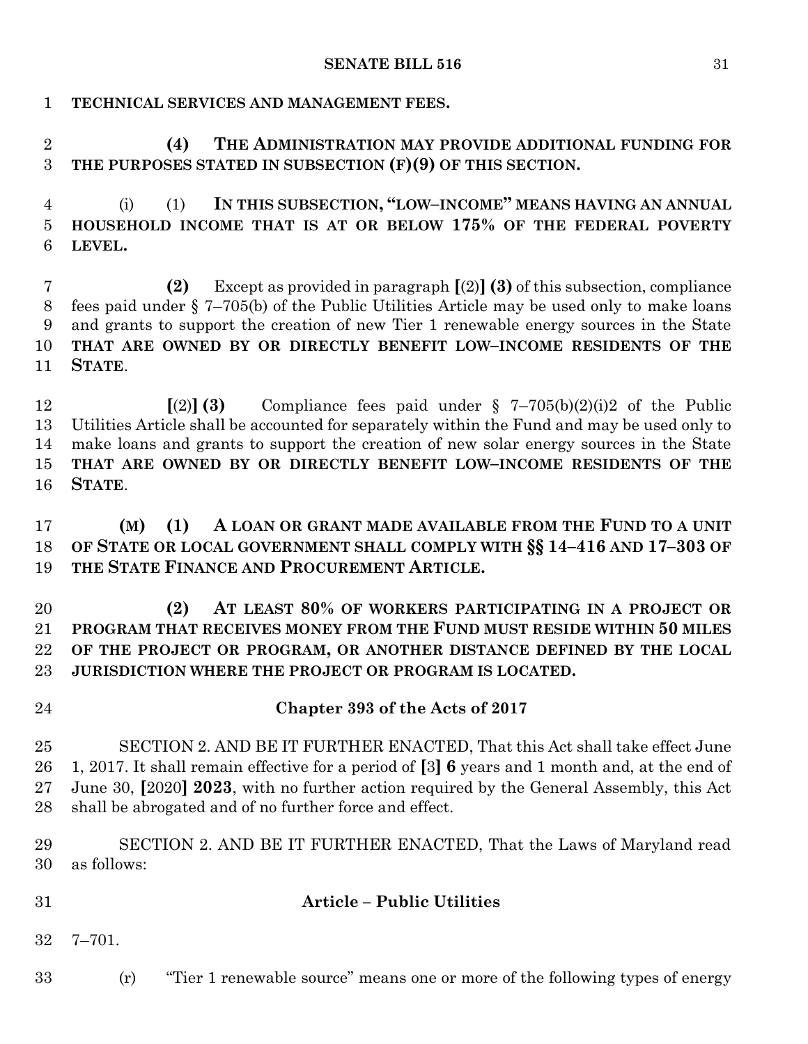**TECHNICAL SERVICES AND MANAGEMENT FEES.**

**(4) THE ADMINISTRATION MAY PROVIDE ADDITIONAL FUNDING FOR THE PURPOSES STATED IN SUBSECTION (F)(9) OF THIS SECTION.**

(i) (1) **IN THIS SUBSECTION, "LOW–INCOME" MEANS HAVING AN ANNUAL HOUSEHOLD INCOME THAT IS AT OR BELOW 175% OF THE FEDERAL POVERTY LEVEL.**

**(2)** Except as provided in paragraph **[**(2)**] (3)** of this subsection, compliance fees paid under § 7–705(b) of the Public Utilities Article may be used only to make loans and grants to support the creation of new Tier 1 renewable energy sources in the State **THAT ARE OWNED BY OR DIRECTLY BENEFIT LOW–INCOME RESIDENTS OF THE STATE**.

**[**(2)**] (3)** Compliance fees paid under § 7–705(b)(2)(i)2 of the Public Utilities Article shall be accounted for separately within the Fund and may be used only to make loans and grants to support the creation of new solar energy sources in the State **THAT ARE OWNED BY OR DIRECTLY BENEFIT LOW–INCOME RESIDENTS OF THE STATE**.

**(M) (1) A LOAN OR GRANT MADE AVAILABLE FROM THE FUND TO A UNIT OF STATE OR LOCAL GOVERNMENT SHALL COMPLY WITH §§ 14–416 AND 17–303 OF THE STATE FINANCE AND PROCUREMENT ARTICLE.**

**(2) AT LEAST 80% OF WORKERS PARTICIPATING IN A PROJECT OR PROGRAM THAT RECEIVES MONEY FROM THE FUND MUST RESIDE WITHIN 50 MILES OF THE PROJECT OR PROGRAM, OR ANOTHER DISTANCE DEFINED BY THE LOCAL JURISDICTION WHERE THE PROJECT OR PROGRAM IS LOCATED.**

**Chapter 393 of the Acts of 2017**

SECTION 2. AND BE IT FURTHER ENACTED, That this Act shall take effect June 1, 2017. It shall remain effective for a period of **[**3**] 6** years and 1 month and, at the end of June 30, **[**2020**] 2023**, with no further action required by the General Assembly, this Act shall be abrogated and of no further force and effect.

SECTION 2. AND BE IT FURTHER ENACTED, That the Laws of Maryland read as follows:

**Article – Public Utilities**

7–701.

(r) "Tier 1 renewable source" means one or more of the following types of energy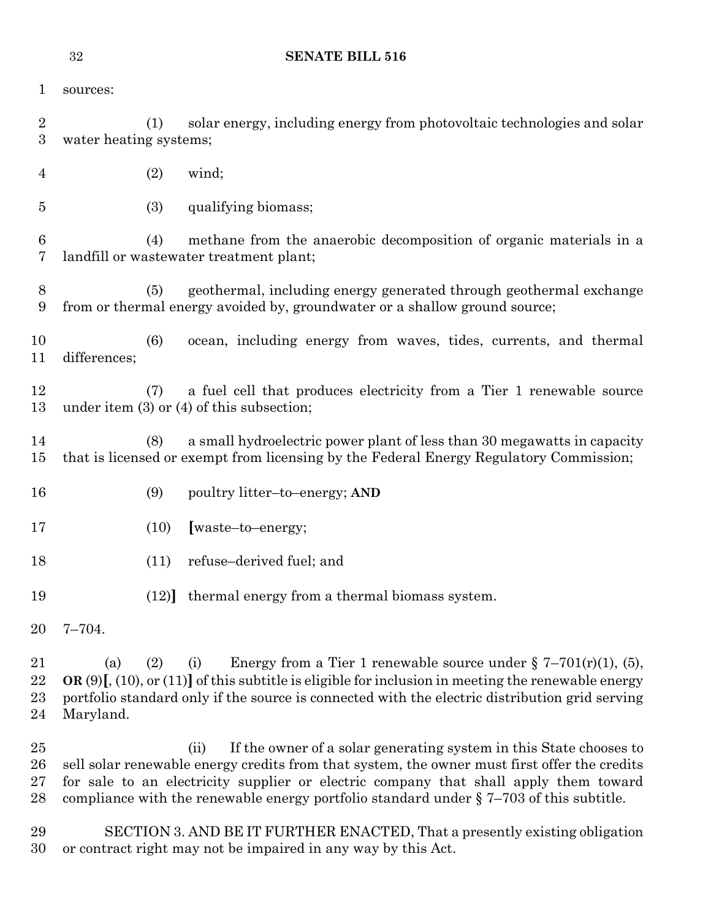sources:

(1) solar energy, including energy from photovoltaic technologies and solar water heating systems;

(2) wind;

(3) qualifying biomass;

(4) methane from the anaerobic decomposition of organic materials in a landfill or wastewater treatment plant;

(5) geothermal, including energy generated through geothermal exchange from or thermal energy avoided by, groundwater or a shallow ground source;

(6) ocean, including energy from waves, tides, currents, and thermal differences;

(7) a fuel cell that produces electricity from a Tier 1 renewable source under item (3) or (4) of this subsection;

(8) a small hydroelectric power plant of less than 30 megawatts in capacity that is licensed or exempt from licensing by the Federal Energy Regulatory Commission;

(9) poultry litter–to–energy; **AND**

(10) **[**waste–to–energy;

(11) refuse–derived fuel; and

(12)**]** thermal energy from a thermal biomass system.

7–704.

(a) (2) (i) Energy from a Tier 1 renewable source under § 7–701(r)(1), (5), **OR** (9)**[**, (10), or (11)**]** of this subtitle is eligible for inclusion in meeting the renewable energy portfolio standard only if the source is connected with the electric distribution grid serving Maryland.

(ii) If the owner of a solar generating system in this State chooses to sell solar renewable energy credits from that system, the owner must first offer the credits for sale to an electricity supplier or electric company that shall apply them toward compliance with the renewable energy portfolio standard under § 7–703 of this subtitle.

SECTION 3. AND BE IT FURTHER ENACTED, That a presently existing obligation or contract right may not be impaired in any way by this Act.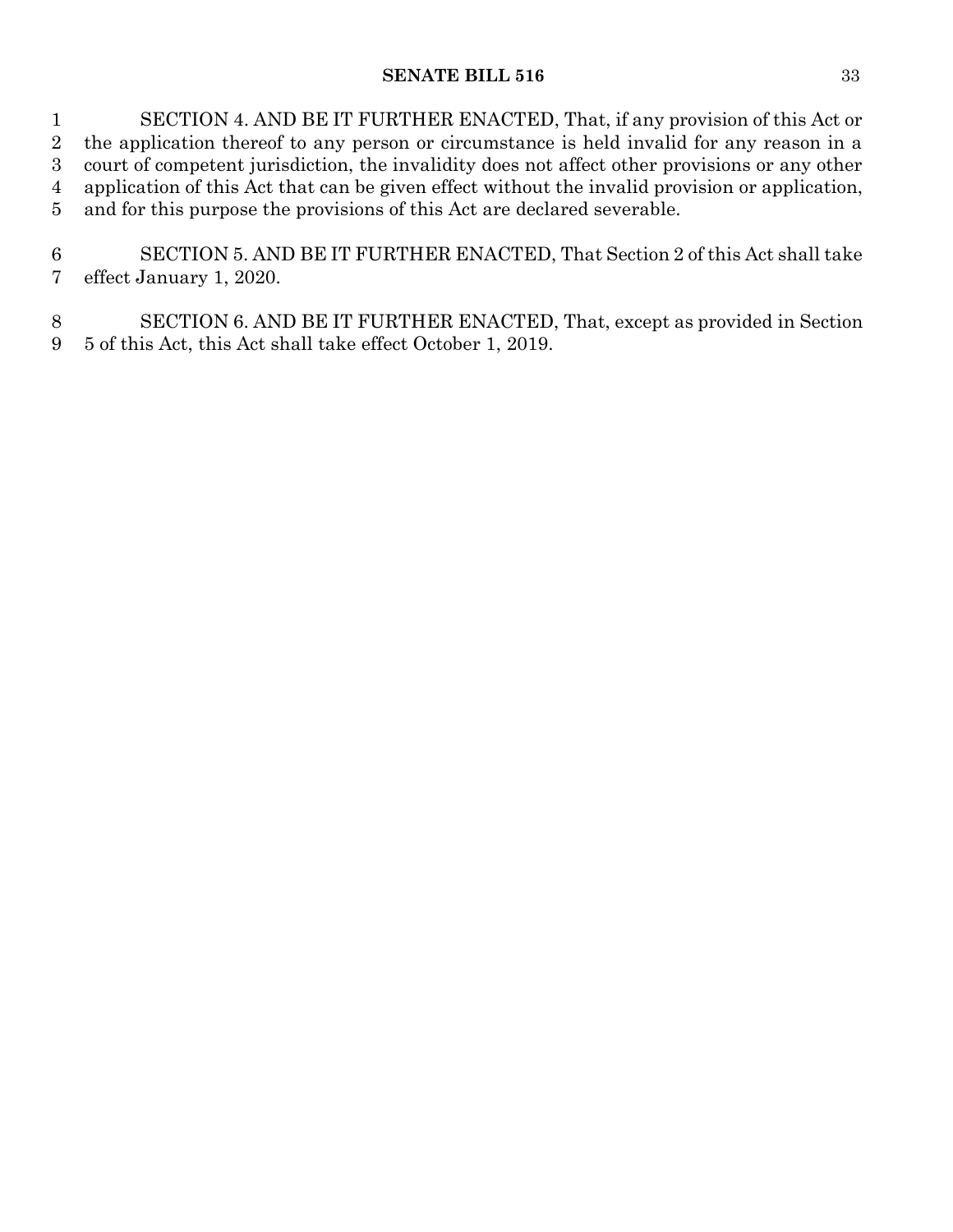SECTION 4. AND BE IT FURTHER ENACTED, That, if any provision of this Act or the application thereof to any person or circumstance is held invalid for any reason in a court of competent jurisdiction, the invalidity does not affect other provisions or any other application of this Act that can be given effect without the invalid provision or application, and for this purpose the provisions of this Act are declared severable.

SECTION 5. AND BE IT FURTHER ENACTED, That Section 2 of this Act shall take effect January 1, 2020.

SECTION 6. AND BE IT FURTHER ENACTED, That, except as provided in Section 5 of this Act, this Act shall take effect October 1, 2019.